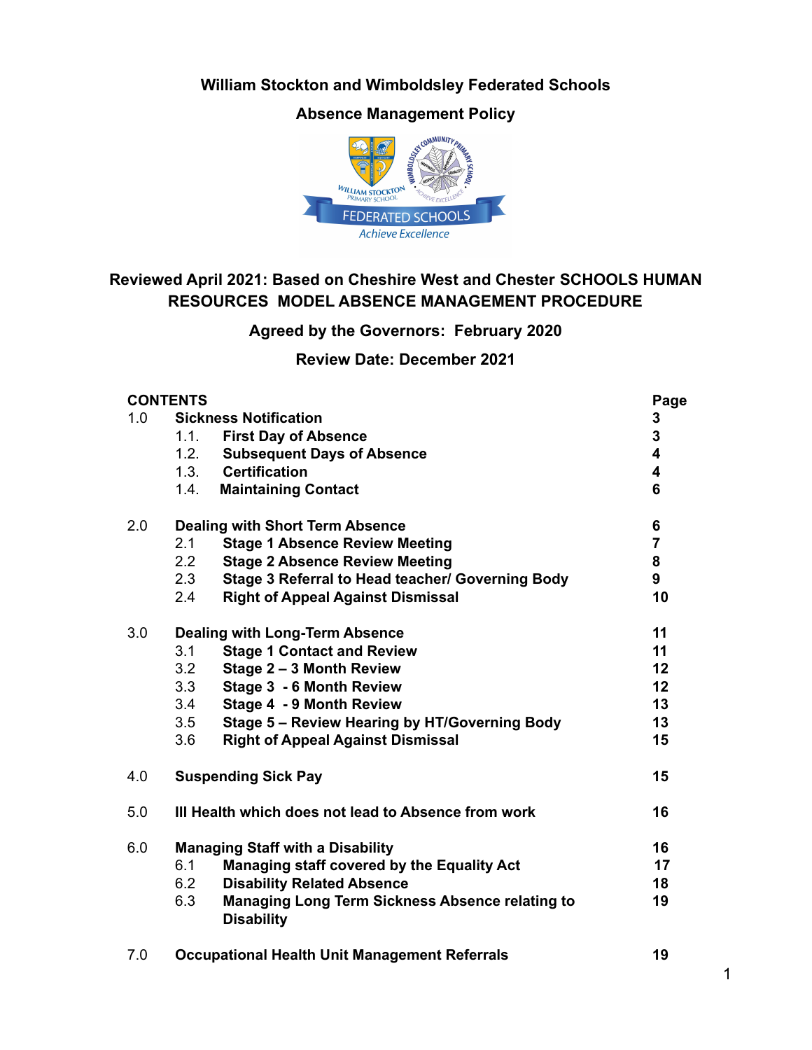# William Stockton and Wimboldsley Federated Schools

## Absence Management Policy

**Reviewed April 2021: Based on Cheshire West and Chester SCHOOLS HUMAN RESOURCES MODEL ABSENCE MANAGEMENT PROCEDURE**

**Agreed by the Governors: February 2020**

**Review Date: December 2021**

| CONTENTS | | Page |
|---|---|---|
| 1.0 | **Sickness Notification** | **3** |
| | 1.1. **First Day of Absence** | **3** |
| | 1.2. **Subsequent Days of Absence** | **4** |
| | 1.3. **Certification** | **4** |
| | 1.4. **Maintaining Contact** | **6** |
| 2.0 | **Dealing with Short Term Absence** | **6** |
| | 2.1 **Stage 1 Absence Review Meeting** | **7** |
| | 2.2 **Stage 2 Absence Review Meeting** | **8** |
| | 2.3 **Stage 3 Referral to Head teacher/ Governing Body** | **9** |
| | 2.4 **Right of Appeal Against Dismissal** | **10** |
| 3.0 | **Dealing with Long-Term Absence** | **11** |
| | 3.1 **Stage 1 Contact and Review** | **11** |
| | 3.2 **Stage 2 – 3 Month Review** | **12** |
| | 3.3 **Stage 3 - 6 Month Review** | **12** |
| | 3.4 **Stage 4 - 9 Month Review** | **13** |
| | 3.5 **Stage 5 – Review Hearing by HT/Governing Body** | **13** |
| | 3.6 **Right of Appeal Against Dismissal** | **15** |
| 4.0 | **Suspending Sick Pay** | **15** |
| 5.0 | **Ill Health which does not lead to Absence from work** | **16** |
| 6.0 | **Managing Staff with a Disability** | **16** |
| | 6.1 **Managing staff covered by the Equality Act** | **17** |
| | 6.2 **Disability Related Absence** | **18** |
| | 6.3 **Managing Long Term Sickness Absence relating to Disability** | **19** |
| 7.0 | **Occupational Health Unit Management Referrals** | **19** |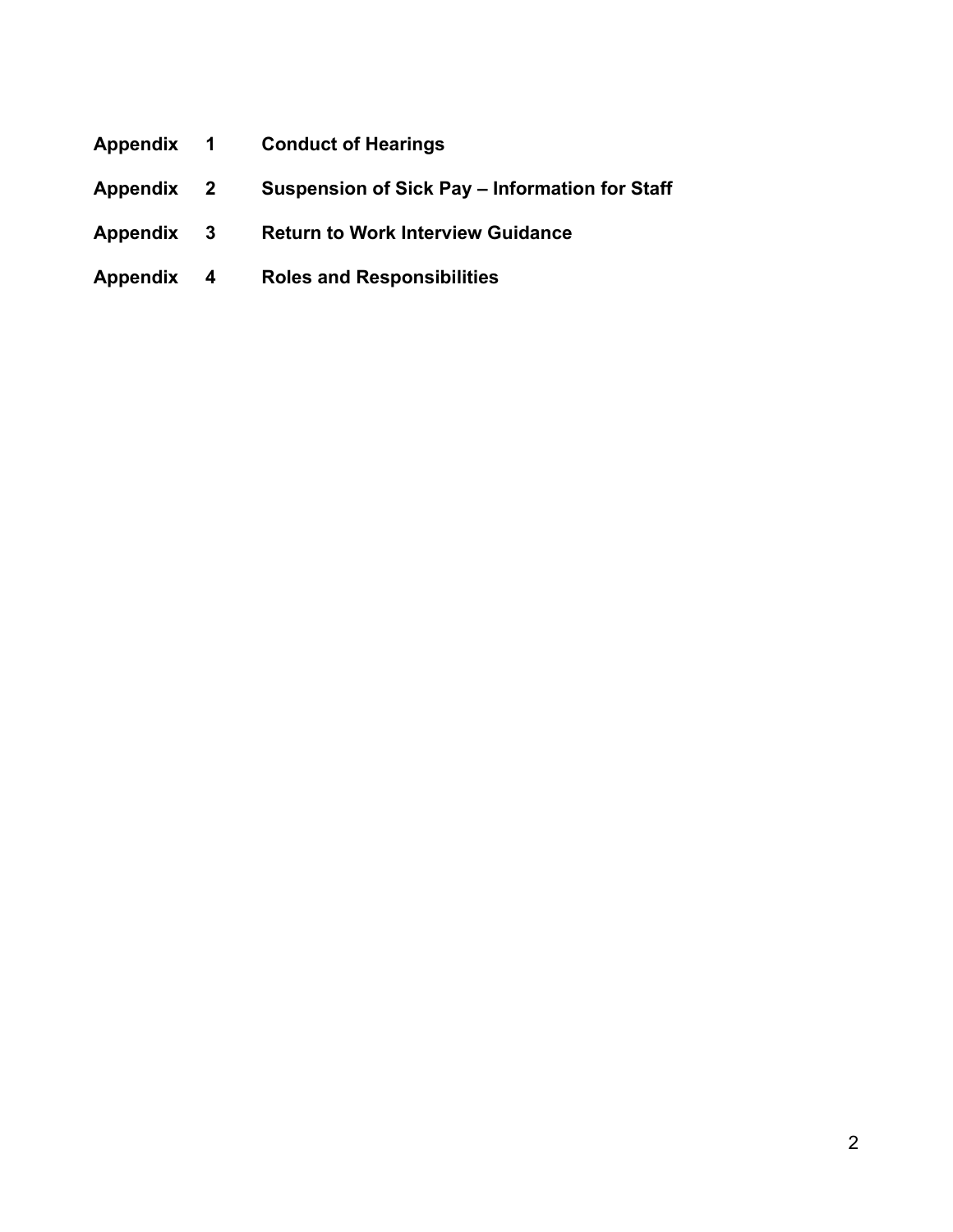**Appendix 1 Conduct of Hearings**

**Appendix 2 Suspension of Sick Pay – Information for Staff**

**Appendix 3 Return to Work Interview Guidance**

**Appendix 4 Roles and Responsibilities**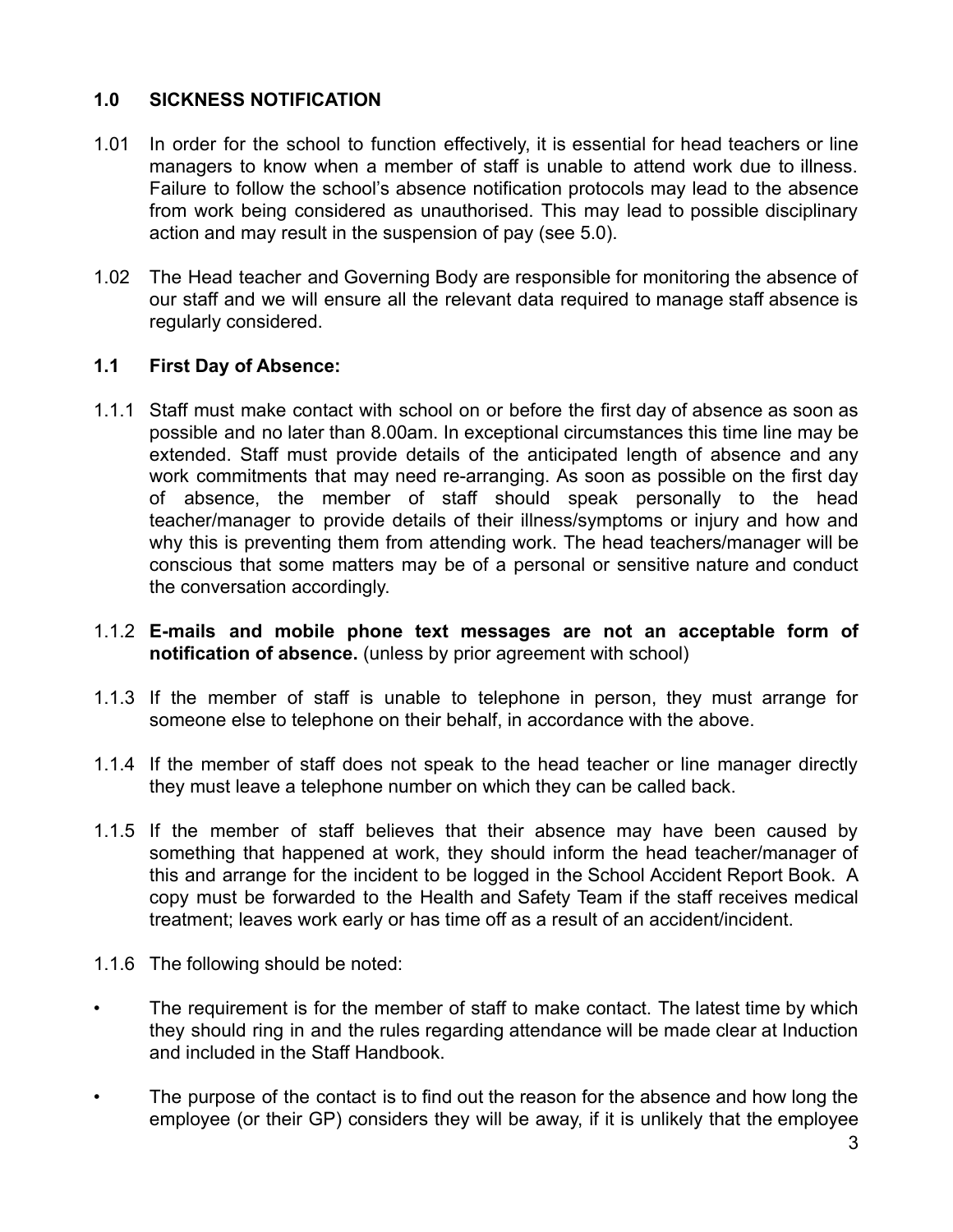## 1.0 SICKNESS NOTIFICATION

1.01 In order for the school to function effectively, it is essential for head teachers or line managers to know when a member of staff is unable to attend work due to illness. Failure to follow the school's absence notification protocols may lead to the absence from work being considered as unauthorised. This may lead to possible disciplinary action and may result in the suspension of pay (see 5.0).

1.02 The Head teacher and Governing Body are responsible for monitoring the absence of our staff and we will ensure all the relevant data required to manage staff absence is regularly considered.

### 1.1 First Day of Absence:

1.1.1 Staff must make contact with school on or before the first day of absence as soon as possible and no later than 8.00am. In exceptional circumstances this time line may be extended. Staff must provide details of the anticipated length of absence and any work commitments that may need re-arranging. As soon as possible on the first day of absence, the member of staff should speak personally to the head teacher/manager to provide details of their illness/symptoms or injury and how and why this is preventing them from attending work. The head teachers/manager will be conscious that some matters may be of a personal or sensitive nature and conduct the conversation accordingly.

1.1.2 **E-mails and mobile phone text messages are not an acceptable form of notification of absence.** (unless by prior agreement with school)

1.1.3 If the member of staff is unable to telephone in person, they must arrange for someone else to telephone on their behalf, in accordance with the above.

1.1.4 If the member of staff does not speak to the head teacher or line manager directly they must leave a telephone number on which they can be called back.

1.1.5 If the member of staff believes that their absence may have been caused by something that happened at work, they should inform the head teacher/manager of this and arrange for the incident to be logged in the School Accident Report Book. A copy must be forwarded to the Health and Safety Team if the staff receives medical treatment; leaves work early or has time off as a result of an accident/incident.

1.1.6 The following should be noted:

- The requirement is for the member of staff to make contact. The latest time by which they should ring in and the rules regarding attendance will be made clear at Induction and included in the Staff Handbook.
- The purpose of the contact is to find out the reason for the absence and how long the employee (or their GP) considers they will be away, if it is unlikely that the employee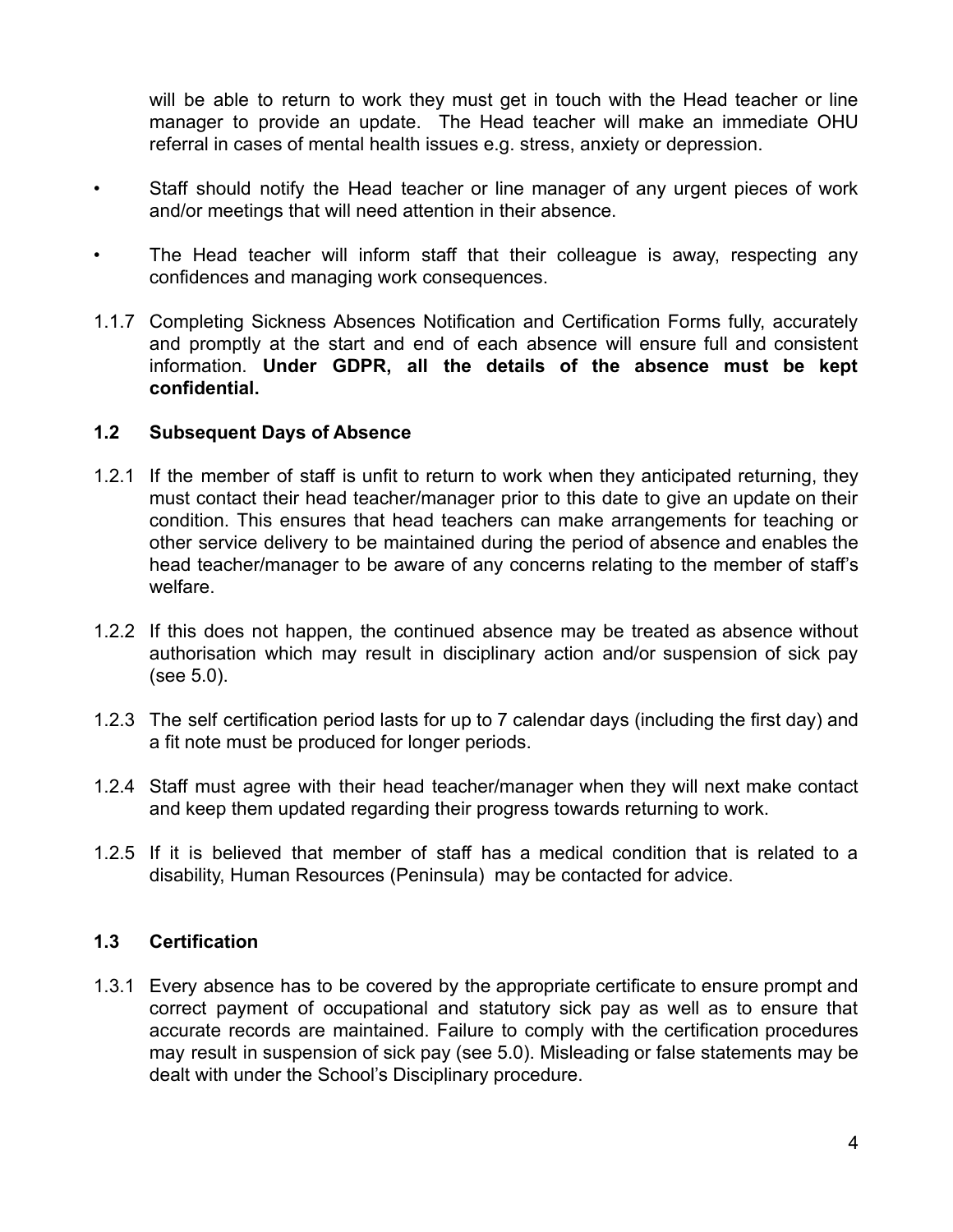will be able to return to work they must get in touch with the Head teacher or line manager to provide an update. The Head teacher will make an immediate OHU referral in cases of mental health issues e.g. stress, anxiety or depression.

- Staff should notify the Head teacher or line manager of any urgent pieces of work and/or meetings that will need attention in their absence.
- The Head teacher will inform staff that their colleague is away, respecting any confidences and managing work consequences.

1.1.7 Completing Sickness Absences Notification and Certification Forms fully, accurately and promptly at the start and end of each absence will ensure full and consistent information. **Under GDPR, all the details of the absence must be kept confidential.**

### 1.2 Subsequent Days of Absence

1.2.1 If the member of staff is unfit to return to work when they anticipated returning, they must contact their head teacher/manager prior to this date to give an update on their condition. This ensures that head teachers can make arrangements for teaching or other service delivery to be maintained during the period of absence and enables the head teacher/manager to be aware of any concerns relating to the member of staff's welfare.

1.2.2 If this does not happen, the continued absence may be treated as absence without authorisation which may result in disciplinary action and/or suspension of sick pay (see 5.0).

1.2.3 The self certification period lasts for up to 7 calendar days (including the first day) and a fit note must be produced for longer periods.

1.2.4 Staff must agree with their head teacher/manager when they will next make contact and keep them updated regarding their progress towards returning to work.

1.2.5 If it is believed that member of staff has a medical condition that is related to a disability, Human Resources (Peninsula) may be contacted for advice.

### 1.3 Certification

1.3.1 Every absence has to be covered by the appropriate certificate to ensure prompt and correct payment of occupational and statutory sick pay as well as to ensure that accurate records are maintained. Failure to comply with the certification procedures may result in suspension of sick pay (see 5.0). Misleading or false statements may be dealt with under the School's Disciplinary procedure.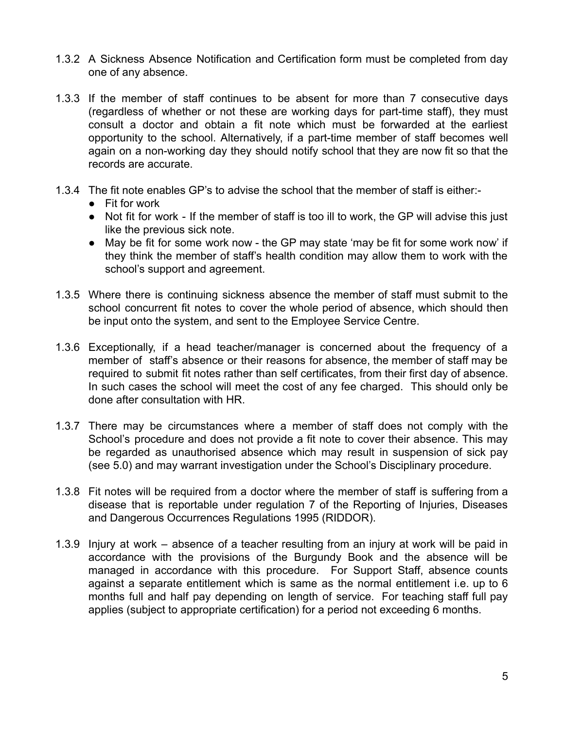1.3.2 A Sickness Absence Notification and Certification form must be completed from day one of any absence.

1.3.3 If the member of staff continues to be absent for more than 7 consecutive days (regardless of whether or not these are working days for part-time staff), they must consult a doctor and obtain a fit note which must be forwarded at the earliest opportunity to the school. Alternatively, if a part-time member of staff becomes well again on a non-working day they should notify school that they are now fit so that the records are accurate.

1.3.4 The fit note enables GP's to advise the school that the member of staff is either:-

- Fit for work
- Not fit for work - If the member of staff is too ill to work, the GP will advise this just like the previous sick note.
- May be fit for some work now - the GP may state 'may be fit for some work now' if they think the member of staff's health condition may allow them to work with the school's support and agreement.

1.3.5 Where there is continuing sickness absence the member of staff must submit to the school concurrent fit notes to cover the whole period of absence, which should then be input onto the system, and sent to the Employee Service Centre.

1.3.6 Exceptionally, if a head teacher/manager is concerned about the frequency of a member of staff's absence or their reasons for absence, the member of staff may be required to submit fit notes rather than self certificates, from their first day of absence. In such cases the school will meet the cost of any fee charged. This should only be done after consultation with HR.

1.3.7 There may be circumstances where a member of staff does not comply with the School's procedure and does not provide a fit note to cover their absence. This may be regarded as unauthorised absence which may result in suspension of sick pay (see 5.0) and may warrant investigation under the School's Disciplinary procedure.

1.3.8 Fit notes will be required from a doctor where the member of staff is suffering from a disease that is reportable under regulation 7 of the Reporting of Injuries, Diseases and Dangerous Occurrences Regulations 1995 (RIDDOR).

1.3.9 Injury at work – absence of a teacher resulting from an injury at work will be paid in accordance with the provisions of the Burgundy Book and the absence will be managed in accordance with this procedure. For Support Staff, absence counts against a separate entitlement which is same as the normal entitlement i.e. up to 6 months full and half pay depending on length of service. For teaching staff full pay applies (subject to appropriate certification) for a period not exceeding 6 months.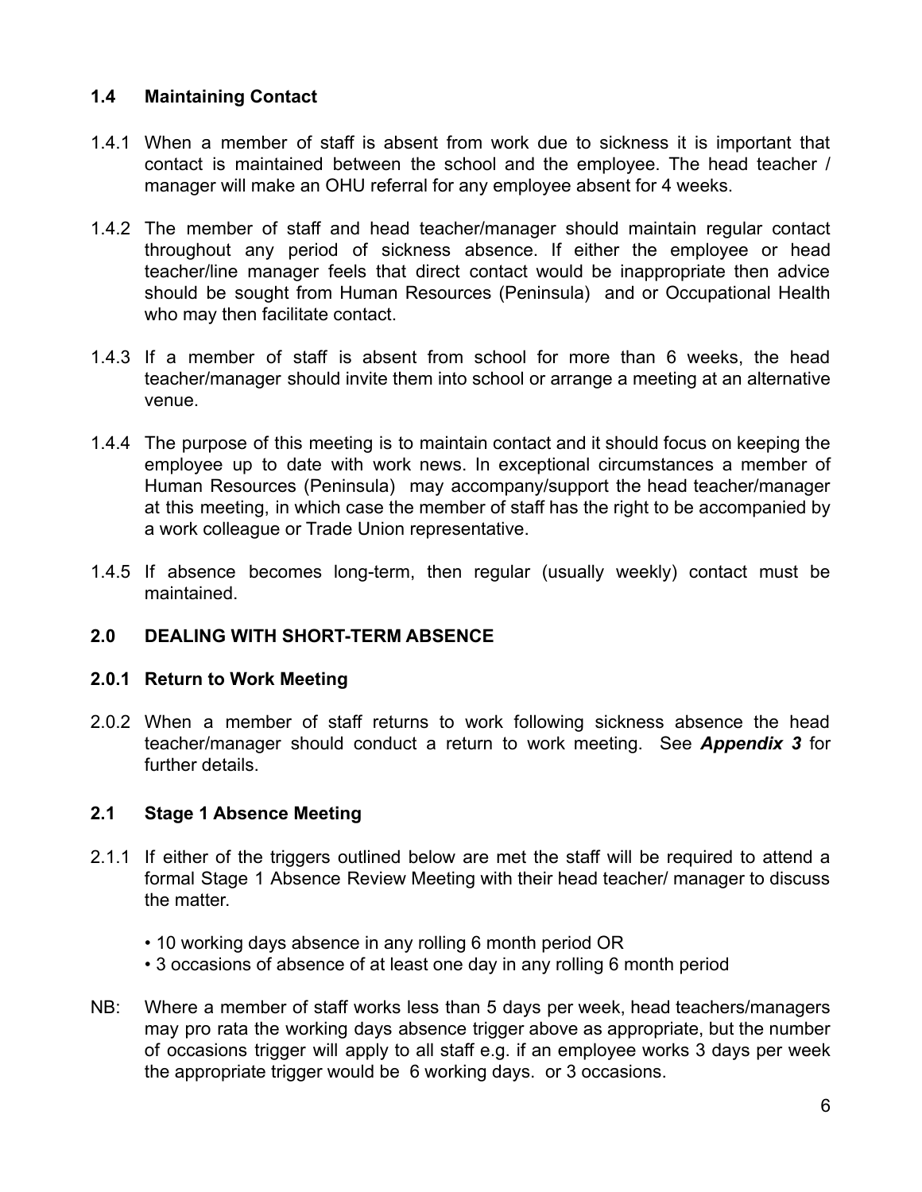### 1.4 Maintaining Contact

1.4.1 When a member of staff is absent from work due to sickness it is important that contact is maintained between the school and the employee. The head teacher / manager will make an OHU referral for any employee absent for 4 weeks.

1.4.2 The member of staff and head teacher/manager should maintain regular contact throughout any period of sickness absence. If either the employee or head teacher/line manager feels that direct contact would be inappropriate then advice should be sought from Human Resources (Peninsula) and or Occupational Health who may then facilitate contact.

1.4.3 If a member of staff is absent from school for more than 6 weeks, the head teacher/manager should invite them into school or arrange a meeting at an alternative venue.

1.4.4 The purpose of this meeting is to maintain contact and it should focus on keeping the employee up to date with work news. In exceptional circumstances a member of Human Resources (Peninsula) may accompany/support the head teacher/manager at this meeting, in which case the member of staff has the right to be accompanied by a work colleague or Trade Union representative.

1.4.5 If absence becomes long-term, then regular (usually weekly) contact must be maintained.

## 2.0 DEALING WITH SHORT-TERM ABSENCE

### 2.0.1 Return to Work Meeting

2.0.2 When a member of staff returns to work following sickness absence the head teacher/manager should conduct a return to work meeting. See ***Appendix 3*** for further details.

### 2.1 Stage 1 Absence Meeting

2.1.1 If either of the triggers outlined below are met the staff will be required to attend a formal Stage 1 Absence Review Meeting with their head teacher/ manager to discuss the matter.

- 10 working days absence in any rolling 6 month period OR
- 3 occasions of absence of at least one day in any rolling 6 month period

NB: Where a member of staff works less than 5 days per week, head teachers/managers may pro rata the working days absence trigger above as appropriate, but the number of occasions trigger will apply to all staff e.g. if an employee works 3 days per week the appropriate trigger would be 6 working days. or 3 occasions.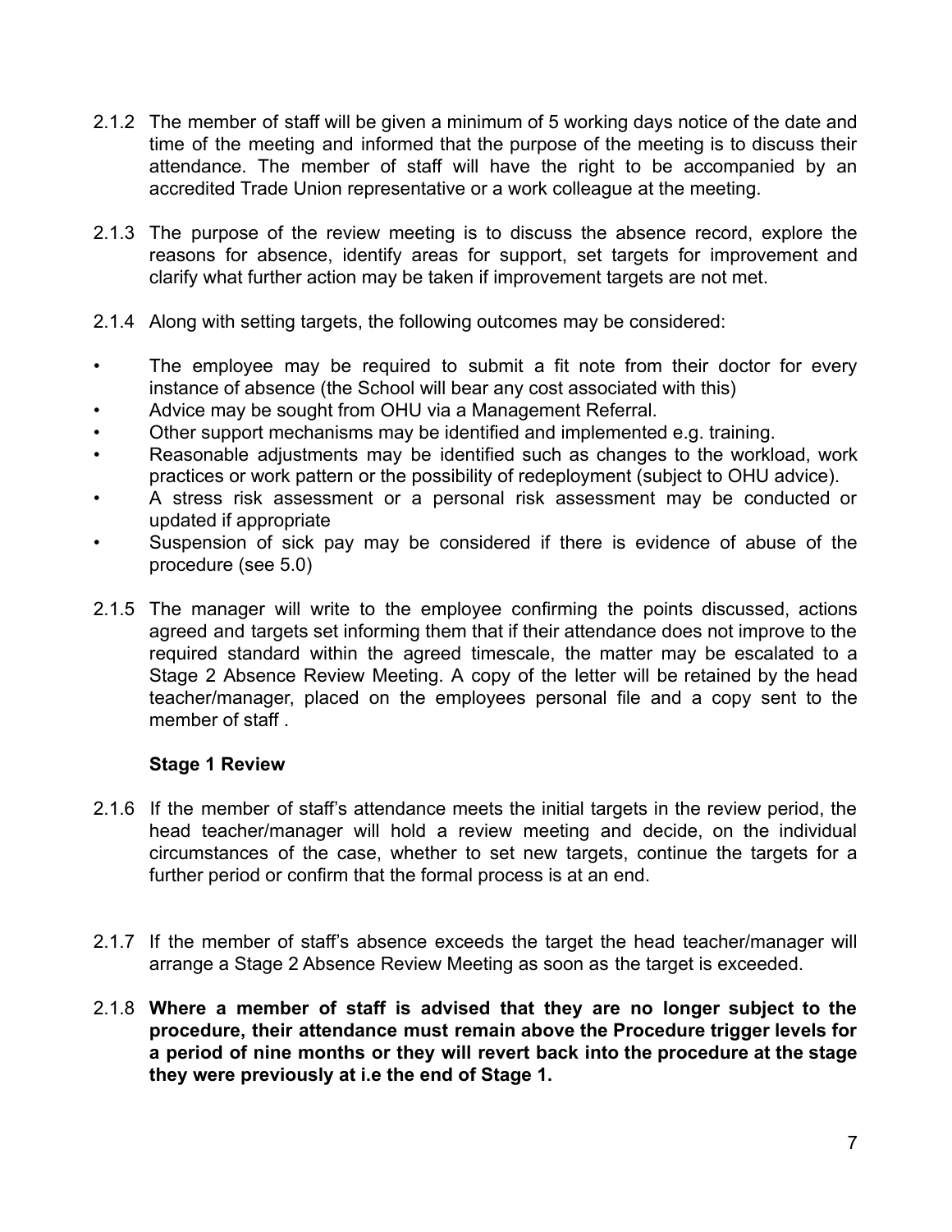2.1.2 The member of staff will be given a minimum of 5 working days notice of the date and time of the meeting and informed that the purpose of the meeting is to discuss their attendance. The member of staff will have the right to be accompanied by an accredited Trade Union representative or a work colleague at the meeting.

2.1.3 The purpose of the review meeting is to discuss the absence record, explore the reasons for absence, identify areas for support, set targets for improvement and clarify what further action may be taken if improvement targets are not met.

2.1.4 Along with setting targets, the following outcomes may be considered:

- The employee may be required to submit a fit note from their doctor for every instance of absence (the School will bear any cost associated with this)
- Advice may be sought from OHU via a Management Referral.
- Other support mechanisms may be identified and implemented e.g. training.
- Reasonable adjustments may be identified such as changes to the workload, work practices or work pattern or the possibility of redeployment (subject to OHU advice).
- A stress risk assessment or a personal risk assessment may be conducted or updated if appropriate
- Suspension of sick pay may be considered if there is evidence of abuse of the procedure (see 5.0)

2.1.5 The manager will write to the employee confirming the points discussed, actions agreed and targets set informing them that if their attendance does not improve to the required standard within the agreed timescale, the matter may be escalated to a Stage 2 Absence Review Meeting. A copy of the letter will be retained by the head teacher/manager, placed on the employees personal file and a copy sent to the member of staff .

**Stage 1 Review**

2.1.6 If the member of staff's attendance meets the initial targets in the review period, the head teacher/manager will hold a review meeting and decide, on the individual circumstances of the case, whether to set new targets, continue the targets for a further period or confirm that the formal process is at an end.

2.1.7 If the member of staff's absence exceeds the target the head teacher/manager will arrange a Stage 2 Absence Review Meeting as soon as the target is exceeded.

2.1.8 **Where a member of staff is advised that they are no longer subject to the procedure, their attendance must remain above the Procedure trigger levels for a period of nine months or they will revert back into the procedure at the stage they were previously at i.e the end of Stage 1.**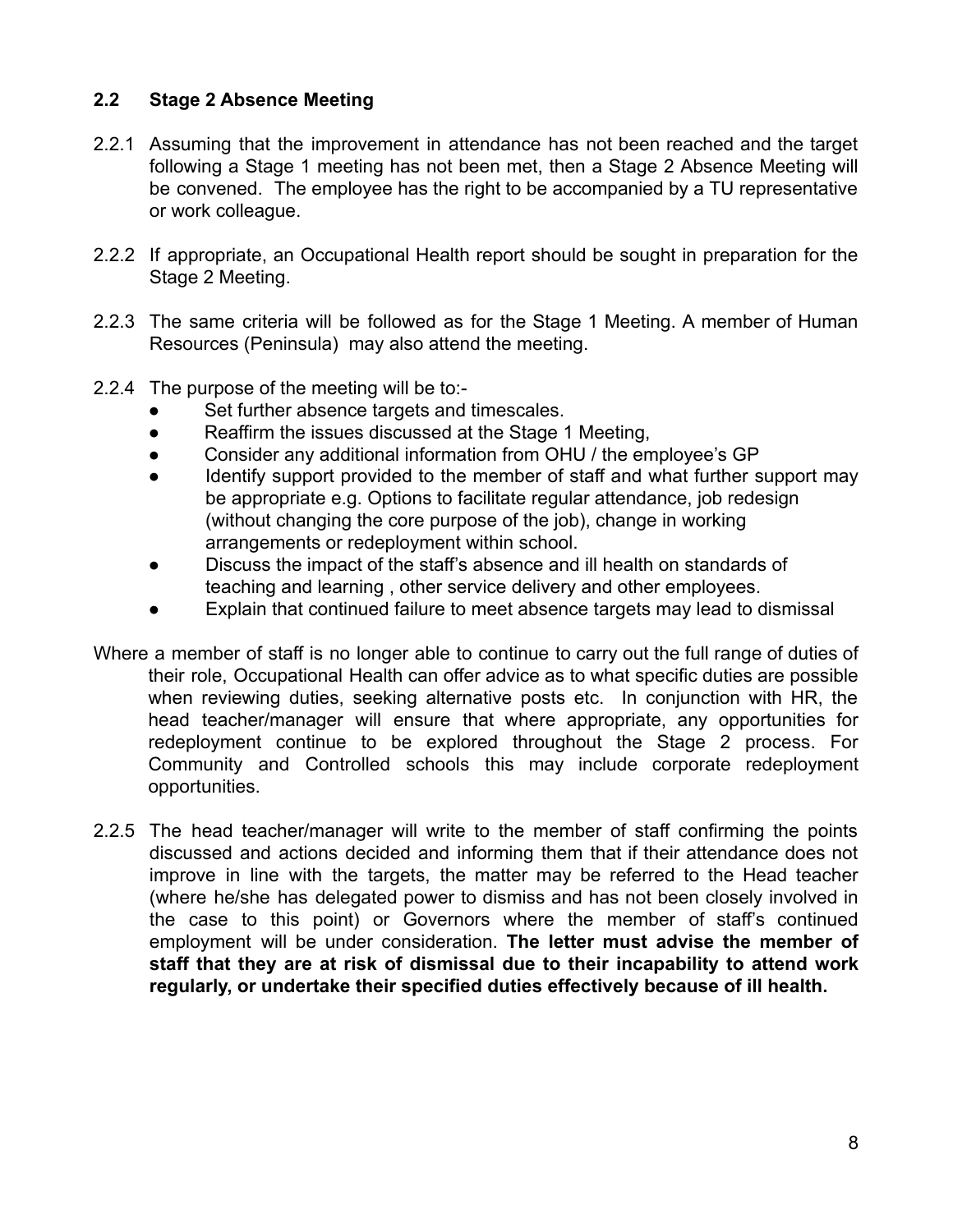### 2.2 Stage 2 Absence Meeting

2.2.1 Assuming that the improvement in attendance has not been reached and the target following a Stage 1 meeting has not been met, then a Stage 2 Absence Meeting will be convened. The employee has the right to be accompanied by a TU representative or work colleague.

2.2.2 If appropriate, an Occupational Health report should be sought in preparation for the Stage 2 Meeting.

2.2.3 The same criteria will be followed as for the Stage 1 Meeting. A member of Human Resources (Peninsula) may also attend the meeting.

2.2.4 The purpose of the meeting will be to:-

- Set further absence targets and timescales.
- Reaffirm the issues discussed at the Stage 1 Meeting,
- Consider any additional information from OHU / the employee's GP
- Identify support provided to the member of staff and what further support may be appropriate e.g. Options to facilitate regular attendance, job redesign (without changing the core purpose of the job), change in working arrangements or redeployment within school.
- Discuss the impact of the staff's absence and ill health on standards of teaching and learning , other service delivery and other employees.
- Explain that continued failure to meet absence targets may lead to dismissal

Where a member of staff is no longer able to continue to carry out the full range of duties of their role, Occupational Health can offer advice as to what specific duties are possible when reviewing duties, seeking alternative posts etc. In conjunction with HR, the head teacher/manager will ensure that where appropriate, any opportunities for redeployment continue to be explored throughout the Stage 2 process. For Community and Controlled schools this may include corporate redeployment opportunities.

2.2.5 The head teacher/manager will write to the member of staff confirming the points discussed and actions decided and informing them that if their attendance does not improve in line with the targets, the matter may be referred to the Head teacher (where he/she has delegated power to dismiss and has not been closely involved in the case to this point) or Governors where the member of staff's continued employment will be under consideration. **The letter must advise the member of staff that they are at risk of dismissal due to their incapability to attend work regularly, or undertake their specified duties effectively because of ill health.**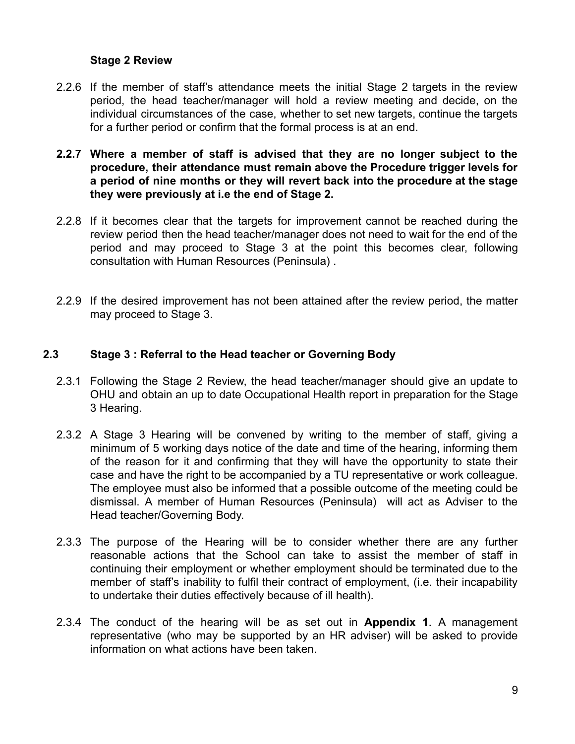**Stage 2 Review**

2.2.6 If the member of staff's attendance meets the initial Stage 2 targets in the review period, the head teacher/manager will hold a review meeting and decide, on the individual circumstances of the case, whether to set new targets, continue the targets for a further period or confirm that the formal process is at an end.

**2.2.7 Where a member of staff is advised that they are no longer subject to the procedure, their attendance must remain above the Procedure trigger levels for a period of nine months or they will revert back into the procedure at the stage they were previously at i.e the end of Stage 2.**

2.2.8 If it becomes clear that the targets for improvement cannot be reached during the review period then the head teacher/manager does not need to wait for the end of the period and may proceed to Stage 3 at the point this becomes clear, following consultation with Human Resources (Peninsula) .

2.2.9 If the desired improvement has not been attained after the review period, the matter may proceed to Stage 3.

## 2.3 Stage 3 : Referral to the Head teacher or Governing Body

2.3.1 Following the Stage 2 Review, the head teacher/manager should give an update to OHU and obtain an up to date Occupational Health report in preparation for the Stage 3 Hearing.

2.3.2 A Stage 3 Hearing will be convened by writing to the member of staff, giving a minimum of 5 working days notice of the date and time of the hearing, informing them of the reason for it and confirming that they will have the opportunity to state their case and have the right to be accompanied by a TU representative or work colleague. The employee must also be informed that a possible outcome of the meeting could be dismissal. A member of Human Resources (Peninsula) will act as Adviser to the Head teacher/Governing Body.

2.3.3 The purpose of the Hearing will be to consider whether there are any further reasonable actions that the School can take to assist the member of staff in continuing their employment or whether employment should be terminated due to the member of staff's inability to fulfil their contract of employment, (i.e. their incapability to undertake their duties effectively because of ill health).

2.3.4 The conduct of the hearing will be as set out in **Appendix 1**. A management representative (who may be supported by an HR adviser) will be asked to provide information on what actions have been taken.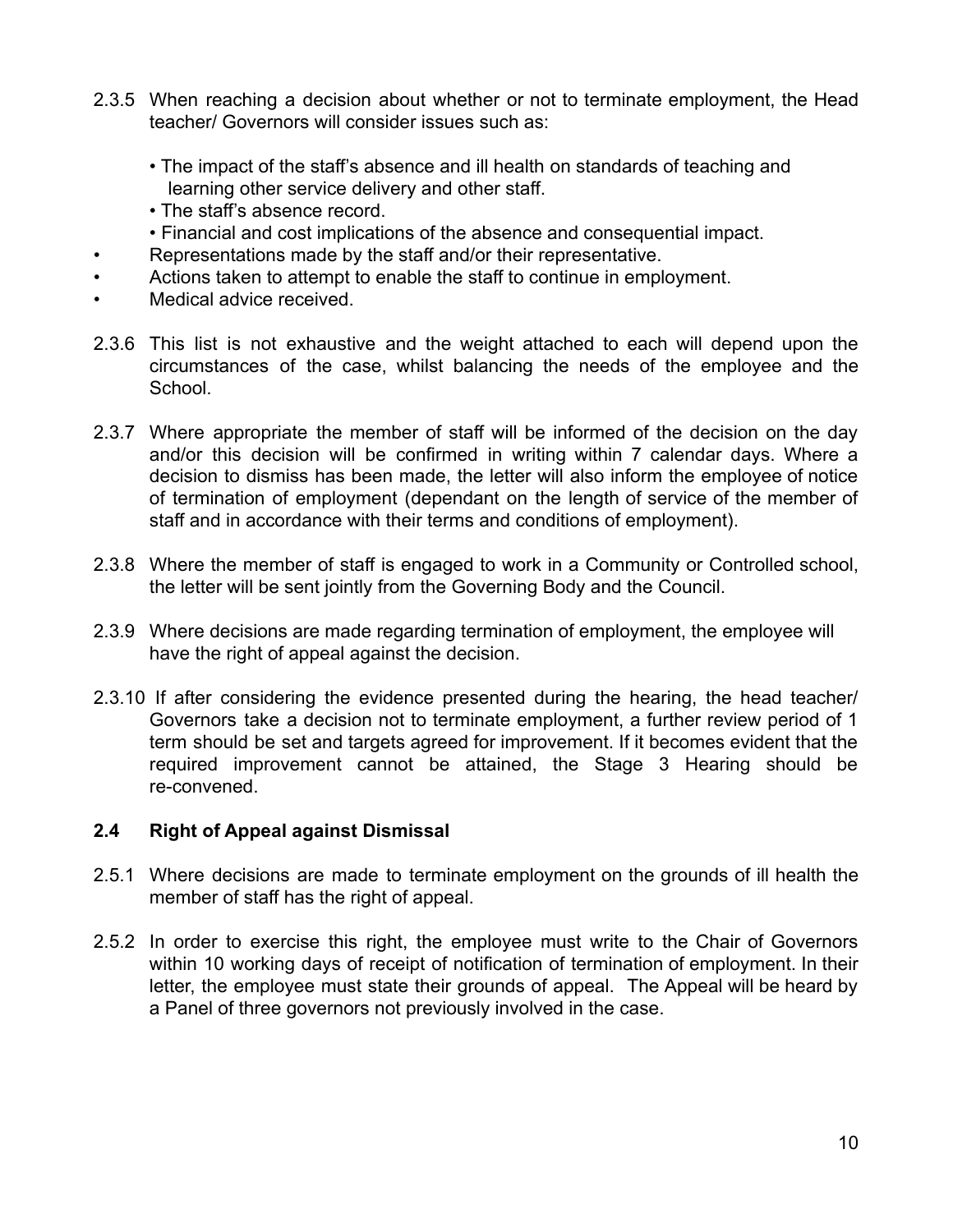2.3.5 When reaching a decision about whether or not to terminate employment, the Head teacher/ Governors will consider issues such as:

- The impact of the staff's absence and ill health on standards of teaching and learning other service delivery and other staff.
- The staff's absence record.
- Financial and cost implications of the absence and consequential impact.
- Representations made by the staff and/or their representative.
- Actions taken to attempt to enable the staff to continue in employment.
- Medical advice received.

2.3.6 This list is not exhaustive and the weight attached to each will depend upon the circumstances of the case, whilst balancing the needs of the employee and the School.

2.3.7 Where appropriate the member of staff will be informed of the decision on the day and/or this decision will be confirmed in writing within 7 calendar days. Where a decision to dismiss has been made, the letter will also inform the employee of notice of termination of employment (dependant on the length of service of the member of staff and in accordance with their terms and conditions of employment).

2.3.8 Where the member of staff is engaged to work in a Community or Controlled school, the letter will be sent jointly from the Governing Body and the Council.

2.3.9 Where decisions are made regarding termination of employment, the employee will have the right of appeal against the decision.

2.3.10 If after considering the evidence presented during the hearing, the head teacher/ Governors take a decision not to terminate employment, a further review period of 1 term should be set and targets agreed for improvement. If it becomes evident that the required improvement cannot be attained, the Stage 3 Hearing should be re-convened.

### 2.4 Right of Appeal against Dismissal

2.5.1 Where decisions are made to terminate employment on the grounds of ill health the member of staff has the right of appeal.

2.5.2 In order to exercise this right, the employee must write to the Chair of Governors within 10 working days of receipt of notification of termination of employment. In their letter, the employee must state their grounds of appeal. The Appeal will be heard by a Panel of three governors not previously involved in the case.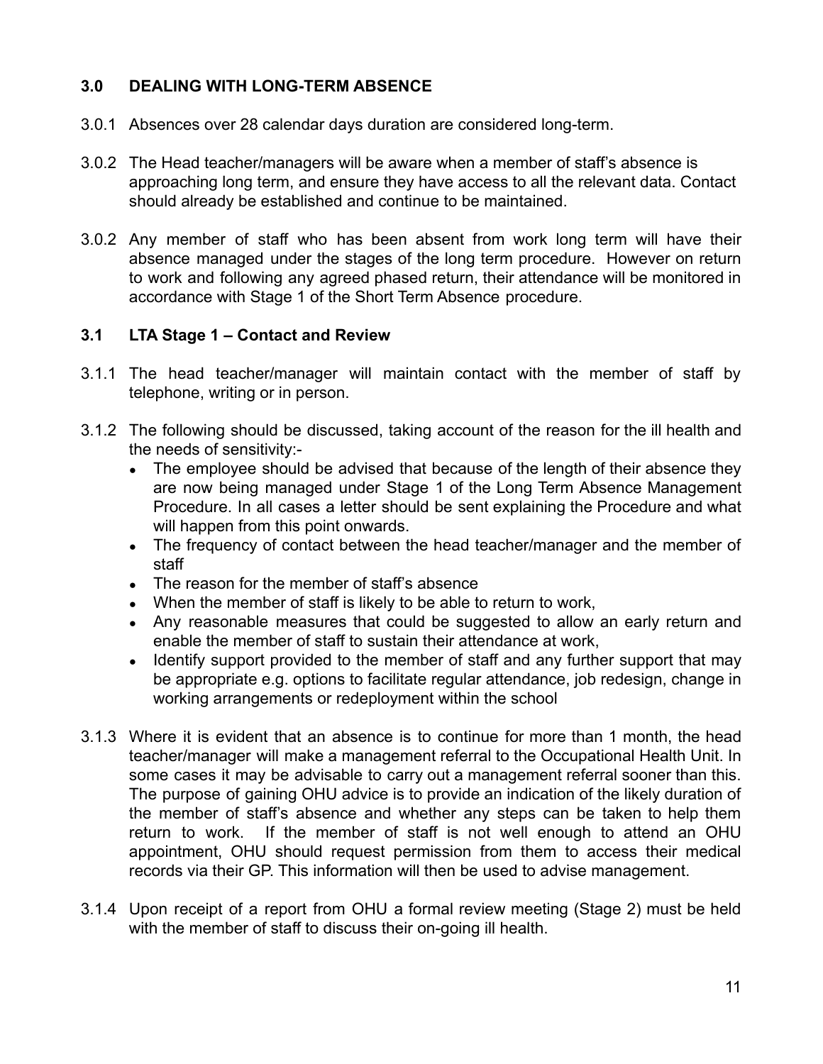## 3.0 DEALING WITH LONG-TERM ABSENCE

3.0.1 Absences over 28 calendar days duration are considered long-term.

3.0.2 The Head teacher/managers will be aware when a member of staff's absence is approaching long term, and ensure they have access to all the relevant data. Contact should already be established and continue to be maintained.

3.0.2 Any member of staff who has been absent from work long term will have their absence managed under the stages of the long term procedure. However on return to work and following any agreed phased return, their attendance will be monitored in accordance with Stage 1 of the Short Term Absence procedure.

## 3.1 LTA Stage 1 – Contact and Review

3.1.1 The head teacher/manager will maintain contact with the member of staff by telephone, writing or in person.

3.1.2 The following should be discussed, taking account of the reason for the ill health and the needs of sensitivity:-

- The employee should be advised that because of the length of their absence they are now being managed under Stage 1 of the Long Term Absence Management Procedure. In all cases a letter should be sent explaining the Procedure and what will happen from this point onwards.
- The frequency of contact between the head teacher/manager and the member of staff
- The reason for the member of staff's absence
- When the member of staff is likely to be able to return to work,
- Any reasonable measures that could be suggested to allow an early return and enable the member of staff to sustain their attendance at work,
- Identify support provided to the member of staff and any further support that may be appropriate e.g. options to facilitate regular attendance, job redesign, change in working arrangements or redeployment within the school

3.1.3 Where it is evident that an absence is to continue for more than 1 month, the head teacher/manager will make a management referral to the Occupational Health Unit. In some cases it may be advisable to carry out a management referral sooner than this. The purpose of gaining OHU advice is to provide an indication of the likely duration of the member of staff's absence and whether any steps can be taken to help them return to work. If the member of staff is not well enough to attend an OHU appointment, OHU should request permission from them to access their medical records via their GP. This information will then be used to advise management.

3.1.4 Upon receipt of a report from OHU a formal review meeting (Stage 2) must be held with the member of staff to discuss their on-going ill health.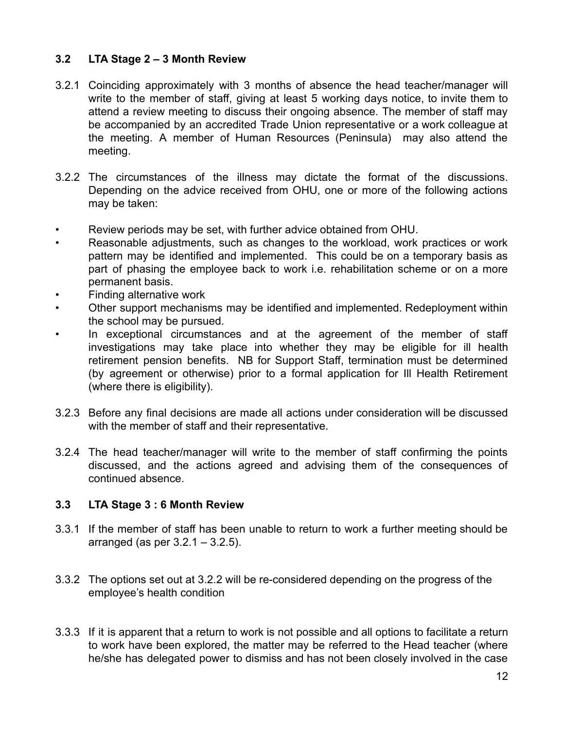### 3.2 LTA Stage 2 – 3 Month Review

3.2.1 Coinciding approximately with 3 months of absence the head teacher/manager will write to the member of staff, giving at least 5 working days notice, to invite them to attend a review meeting to discuss their ongoing absence. The member of staff may be accompanied by an accredited Trade Union representative or a work colleague at the meeting. A member of Human Resources (Peninsula) may also attend the meeting.

3.2.2 The circumstances of the illness may dictate the format of the discussions. Depending on the advice received from OHU, one or more of the following actions may be taken:

- Review periods may be set, with further advice obtained from OHU.
- Reasonable adjustments, such as changes to the workload, work practices or work pattern may be identified and implemented. This could be on a temporary basis as part of phasing the employee back to work i.e. rehabilitation scheme or on a more permanent basis.
- Finding alternative work
- Other support mechanisms may be identified and implemented. Redeployment within the school may be pursued.
- In exceptional circumstances and at the agreement of the member of staff investigations may take place into whether they may be eligible for ill health retirement pension benefits. NB for Support Staff, termination must be determined (by agreement or otherwise) prior to a formal application for Ill Health Retirement (where there is eligibility).

3.2.3 Before any final decisions are made all actions under consideration will be discussed with the member of staff and their representative.

3.2.4 The head teacher/manager will write to the member of staff confirming the points discussed, and the actions agreed and advising them of the consequences of continued absence.

### 3.3 LTA Stage 3 : 6 Month Review

3.3.1 If the member of staff has been unable to return to work a further meeting should be arranged (as per 3.2.1 – 3.2.5).

3.3.2 The options set out at 3.2.2 will be re-considered depending on the progress of the employee's health condition

3.3.3 If it is apparent that a return to work is not possible and all options to facilitate a return to work have been explored, the matter may be referred to the Head teacher (where he/she has delegated power to dismiss and has not been closely involved in the case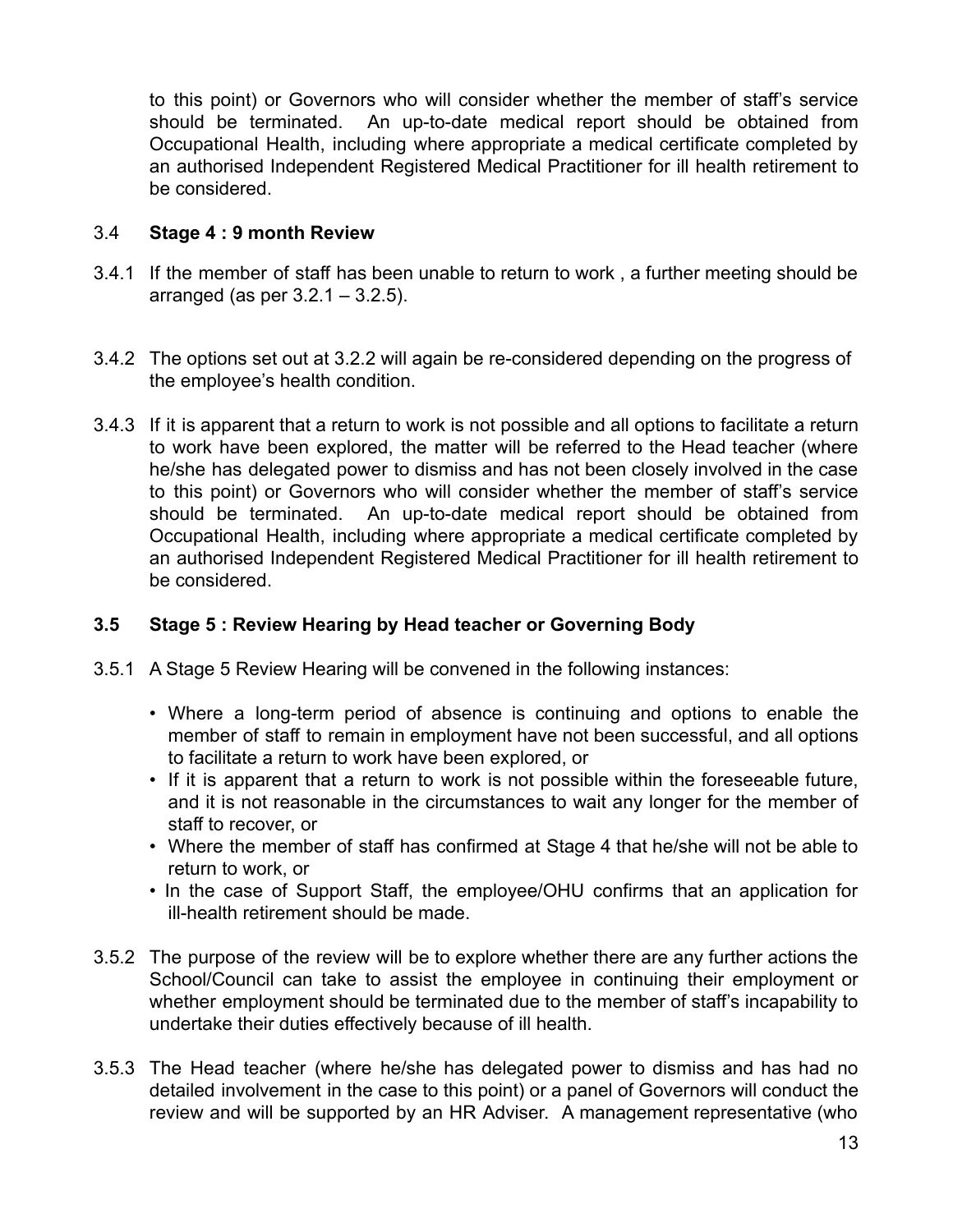to this point) or Governors who will consider whether the member of staff's service should be terminated. An up-to-date medical report should be obtained from Occupational Health, including where appropriate a medical certificate completed by an authorised Independent Registered Medical Practitioner for ill health retirement to be considered.

3.4 **Stage 4 : 9 month Review**

3.4.1 If the member of staff has been unable to return to work , a further meeting should be arranged (as per 3.2.1 – 3.2.5).

3.4.2 The options set out at 3.2.2 will again be re-considered depending on the progress of the employee's health condition.

3.4.3 If it is apparent that a return to work is not possible and all options to facilitate a return to work have been explored, the matter will be referred to the Head teacher (where he/she has delegated power to dismiss and has not been closely involved in the case to this point) or Governors who will consider whether the member of staff's service should be terminated. An up-to-date medical report should be obtained from Occupational Health, including where appropriate a medical certificate completed by an authorised Independent Registered Medical Practitioner for ill health retirement to be considered.

**3.5 Stage 5 : Review Hearing by Head teacher or Governing Body**

3.5.1 A Stage 5 Review Hearing will be convened in the following instances:

- Where a long-term period of absence is continuing and options to enable the member of staff to remain in employment have not been successful, and all options to facilitate a return to work have been explored, or
- If it is apparent that a return to work is not possible within the foreseeable future, and it is not reasonable in the circumstances to wait any longer for the member of staff to recover, or
- Where the member of staff has confirmed at Stage 4 that he/she will not be able to return to work, or
- In the case of Support Staff, the employee/OHU confirms that an application for ill-health retirement should be made.

3.5.2 The purpose of the review will be to explore whether there are any further actions the School/Council can take to assist the employee in continuing their employment or whether employment should be terminated due to the member of staff's incapability to undertake their duties effectively because of ill health.

3.5.3 The Head teacher (where he/she has delegated power to dismiss and has had no detailed involvement in the case to this point) or a panel of Governors will conduct the review and will be supported by an HR Adviser. A management representative (who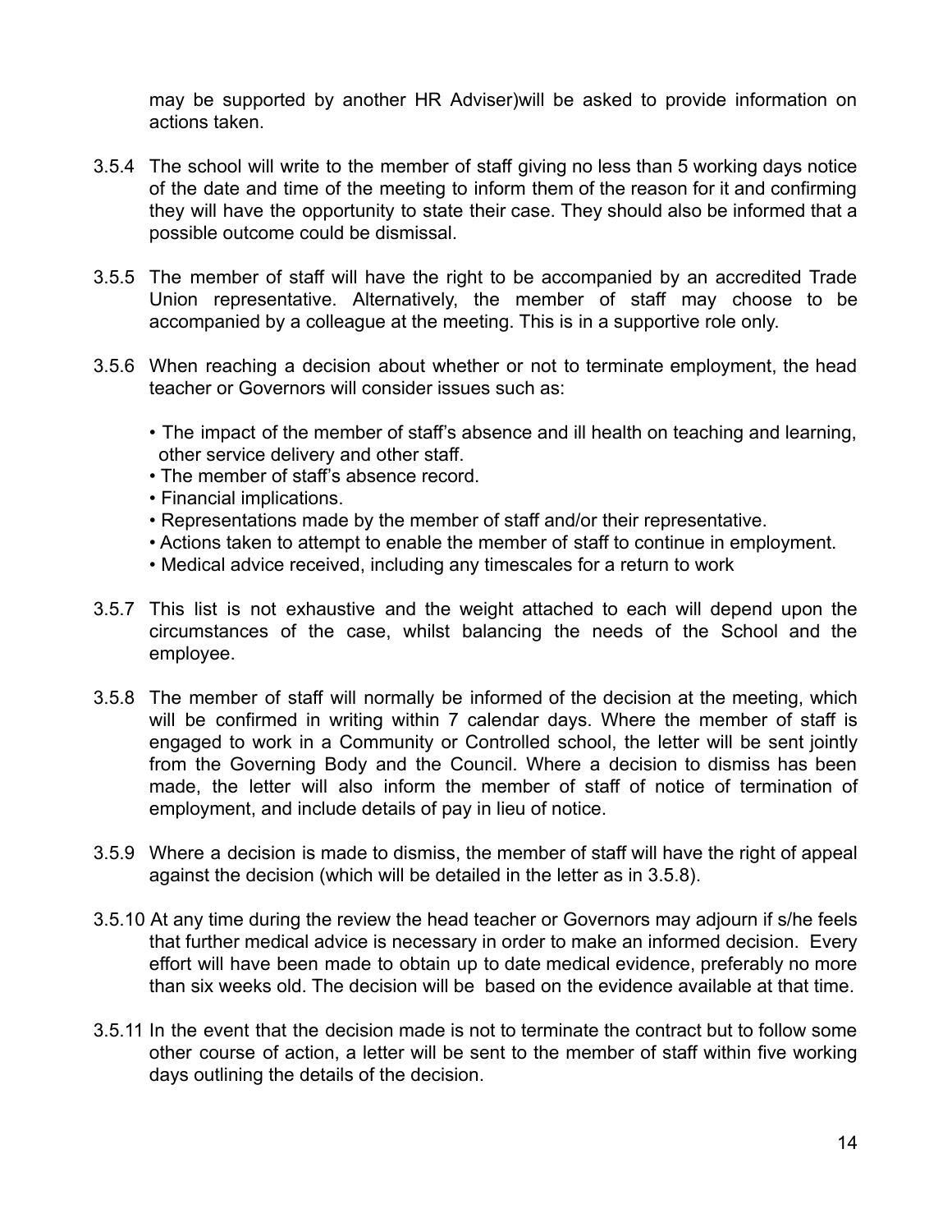may be supported by another HR Adviser)will be asked to provide information on actions taken.

3.5.4 The school will write to the member of staff giving no less than 5 working days notice of the date and time of the meeting to inform them of the reason for it and confirming they will have the opportunity to state their case. They should also be informed that a possible outcome could be dismissal.

3.5.5 The member of staff will have the right to be accompanied by an accredited Trade Union representative. Alternatively, the member of staff may choose to be accompanied by a colleague at the meeting. This is in a supportive role only.

3.5.6 When reaching a decision about whether or not to terminate employment, the head teacher or Governors will consider issues such as:

- The impact of the member of staff's absence and ill health on teaching and learning, other service delivery and other staff.
- The member of staff's absence record.
- Financial implications.
- Representations made by the member of staff and/or their representative.
- Actions taken to attempt to enable the member of staff to continue in employment.
- Medical advice received, including any timescales for a return to work

3.5.7 This list is not exhaustive and the weight attached to each will depend upon the circumstances of the case, whilst balancing the needs of the School and the employee.

3.5.8 The member of staff will normally be informed of the decision at the meeting, which will be confirmed in writing within 7 calendar days. Where the member of staff is engaged to work in a Community or Controlled school, the letter will be sent jointly from the Governing Body and the Council. Where a decision to dismiss has been made, the letter will also inform the member of staff of notice of termination of employment, and include details of pay in lieu of notice.

3.5.9 Where a decision is made to dismiss, the member of staff will have the right of appeal against the decision (which will be detailed in the letter as in 3.5.8).

3.5.10 At any time during the review the head teacher or Governors may adjourn if s/he feels that further medical advice is necessary in order to make an informed decision. Every effort will have been made to obtain up to date medical evidence, preferably no more than six weeks old. The decision will be based on the evidence available at that time.

3.5.11 In the event that the decision made is not to terminate the contract but to follow some other course of action, a letter will be sent to the member of staff within five working days outlining the details of the decision.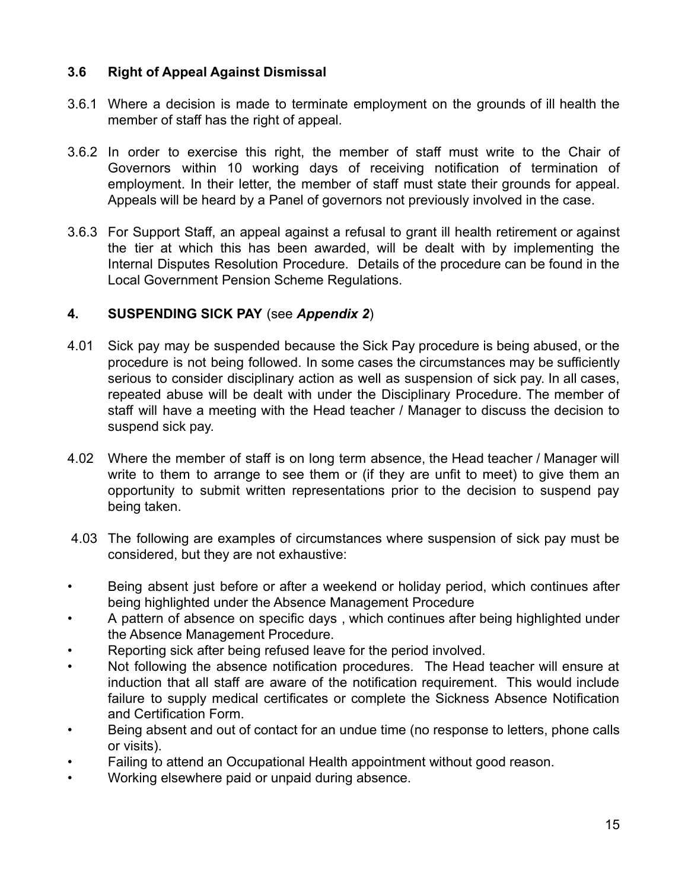### 3.6 Right of Appeal Against Dismissal

3.6.1 Where a decision is made to terminate employment on the grounds of ill health the member of staff has the right of appeal.

3.6.2 In order to exercise this right, the member of staff must write to the Chair of Governors within 10 working days of receiving notification of termination of employment. In their letter, the member of staff must state their grounds for appeal. Appeals will be heard by a Panel of governors not previously involved in the case.

3.6.3 For Support Staff, an appeal against a refusal to grant ill health retirement or against the tier at which this has been awarded, will be dealt with by implementing the Internal Disputes Resolution Procedure. Details of the procedure can be found in the Local Government Pension Scheme Regulations.

## 4. SUSPENDING SICK PAY (see ***Appendix 2***)

4.01 Sick pay may be suspended because the Sick Pay procedure is being abused, or the procedure is not being followed. In some cases the circumstances may be sufficiently serious to consider disciplinary action as well as suspension of sick pay. In all cases, repeated abuse will be dealt with under the Disciplinary Procedure. The member of staff will have a meeting with the Head teacher / Manager to discuss the decision to suspend sick pay.

4.02 Where the member of staff is on long term absence, the Head teacher / Manager will write to them to arrange to see them or (if they are unfit to meet) to give them an opportunity to submit written representations prior to the decision to suspend pay being taken.

4.03 The following are examples of circumstances where suspension of sick pay must be considered, but they are not exhaustive:

- Being absent just before or after a weekend or holiday period, which continues after being highlighted under the Absence Management Procedure
- A pattern of absence on specific days , which continues after being highlighted under the Absence Management Procedure.
- Reporting sick after being refused leave for the period involved.
- Not following the absence notification procedures. The Head teacher will ensure at induction that all staff are aware of the notification requirement. This would include failure to supply medical certificates or complete the Sickness Absence Notification and Certification Form.
- Being absent and out of contact for an undue time (no response to letters, phone calls or visits).
- Failing to attend an Occupational Health appointment without good reason.
- Working elsewhere paid or unpaid during absence.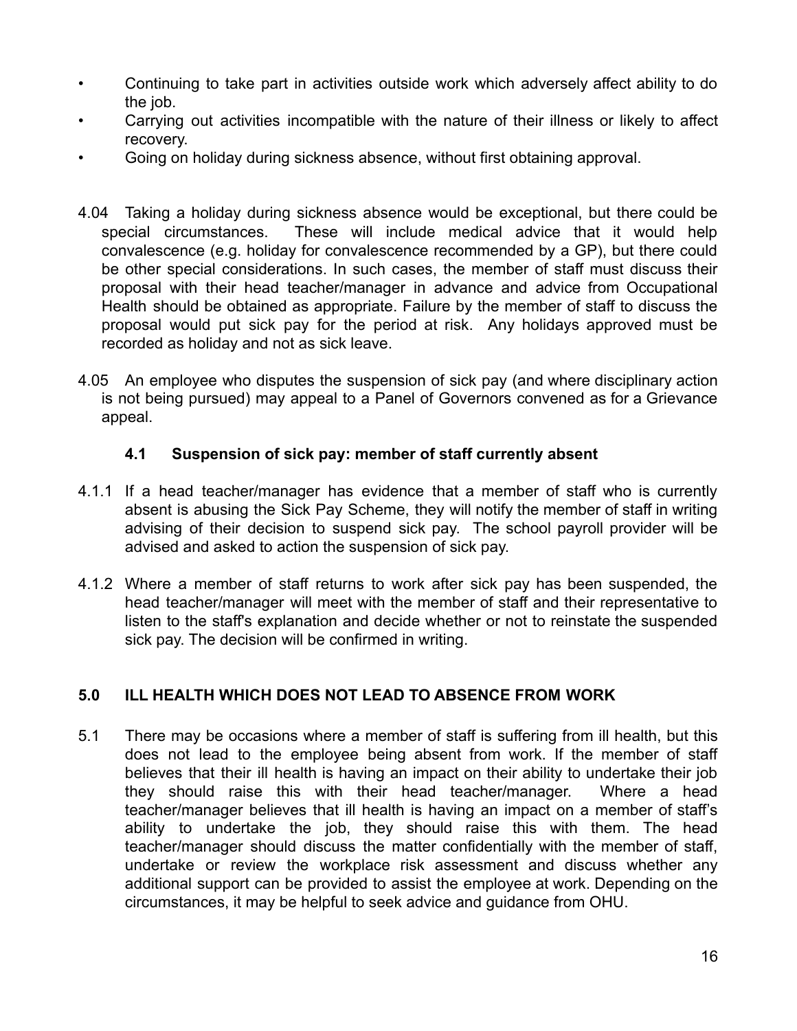- Continuing to take part in activities outside work which adversely affect ability to do the job.
- Carrying out activities incompatible with the nature of their illness or likely to affect recovery.
- Going on holiday during sickness absence, without first obtaining approval.

4.04 Taking a holiday during sickness absence would be exceptional, but there could be special circumstances. These will include medical advice that it would help convalescence (e.g. holiday for convalescence recommended by a GP), but there could be other special considerations. In such cases, the member of staff must discuss their proposal with their head teacher/manager in advance and advice from Occupational Health should be obtained as appropriate. Failure by the member of staff to discuss the proposal would put sick pay for the period at risk. Any holidays approved must be recorded as holiday and not as sick leave.

4.05 An employee who disputes the suspension of sick pay (and where disciplinary action is not being pursued) may appeal to a Panel of Governors convened as for a Grievance appeal.

### 4.1 Suspension of sick pay: member of staff currently absent

4.1.1 If a head teacher/manager has evidence that a member of staff who is currently absent is abusing the Sick Pay Scheme, they will notify the member of staff in writing advising of their decision to suspend sick pay. The school payroll provider will be advised and asked to action the suspension of sick pay.

4.1.2 Where a member of staff returns to work after sick pay has been suspended, the head teacher/manager will meet with the member of staff and their representative to listen to the staff's explanation and decide whether or not to reinstate the suspended sick pay. The decision will be confirmed in writing.

## 5.0 ILL HEALTH WHICH DOES NOT LEAD TO ABSENCE FROM WORK

5.1 There may be occasions where a member of staff is suffering from ill health, but this does not lead to the employee being absent from work. If the member of staff believes that their ill health is having an impact on their ability to undertake their job they should raise this with their head teacher/manager. Where a head teacher/manager believes that ill health is having an impact on a member of staff's ability to undertake the job, they should raise this with them. The head teacher/manager should discuss the matter confidentially with the member of staff, undertake or review the workplace risk assessment and discuss whether any additional support can be provided to assist the employee at work. Depending on the circumstances, it may be helpful to seek advice and guidance from OHU.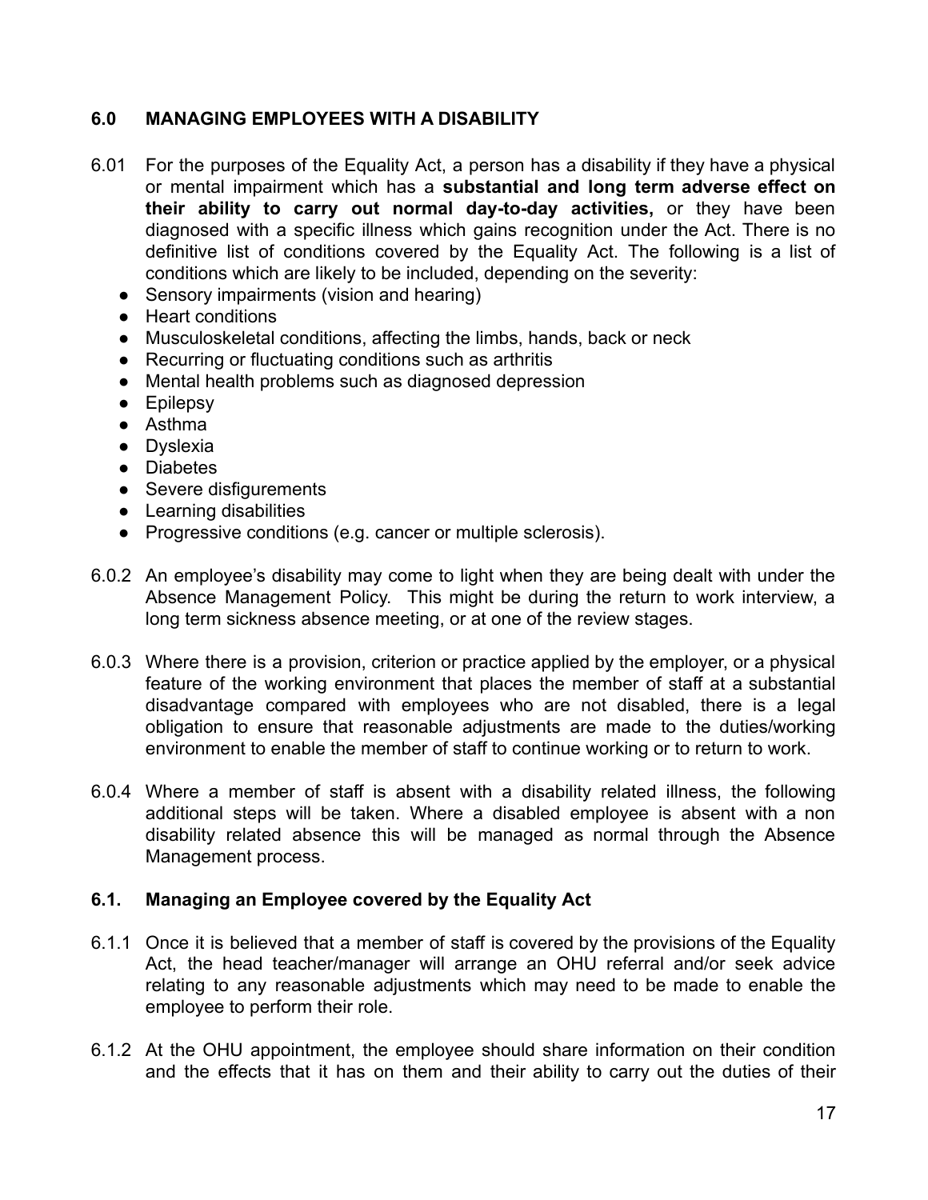## 6.0 MANAGING EMPLOYEES WITH A DISABILITY

6.01 For the purposes of the Equality Act, a person has a disability if they have a physical or mental impairment which has a **substantial and long term adverse effect on their ability to carry out normal day-to-day activities,** or they have been diagnosed with a specific illness which gains recognition under the Act. There is no definitive list of conditions covered by the Equality Act. The following is a list of conditions which are likely to be included, depending on the severity:

- Sensory impairments (vision and hearing)
- Heart conditions
- Musculoskeletal conditions, affecting the limbs, hands, back or neck
- Recurring or fluctuating conditions such as arthritis
- Mental health problems such as diagnosed depression
- Epilepsy
- Asthma
- Dyslexia
- Diabetes
- Severe disfigurements
- Learning disabilities
- Progressive conditions (e.g. cancer or multiple sclerosis).

6.0.2 An employee's disability may come to light when they are being dealt with under the Absence Management Policy. This might be during the return to work interview, a long term sickness absence meeting, or at one of the review stages.

6.0.3 Where there is a provision, criterion or practice applied by the employer, or a physical feature of the working environment that places the member of staff at a substantial disadvantage compared with employees who are not disabled, there is a legal obligation to ensure that reasonable adjustments are made to the duties/working environment to enable the member of staff to continue working or to return to work.

6.0.4 Where a member of staff is absent with a disability related illness, the following additional steps will be taken. Where a disabled employee is absent with a non disability related absence this will be managed as normal through the Absence Management process.

### 6.1. Managing an Employee covered by the Equality Act

6.1.1 Once it is believed that a member of staff is covered by the provisions of the Equality Act, the head teacher/manager will arrange an OHU referral and/or seek advice relating to any reasonable adjustments which may need to be made to enable the employee to perform their role.

6.1.2 At the OHU appointment, the employee should share information on their condition and the effects that it has on them and their ability to carry out the duties of their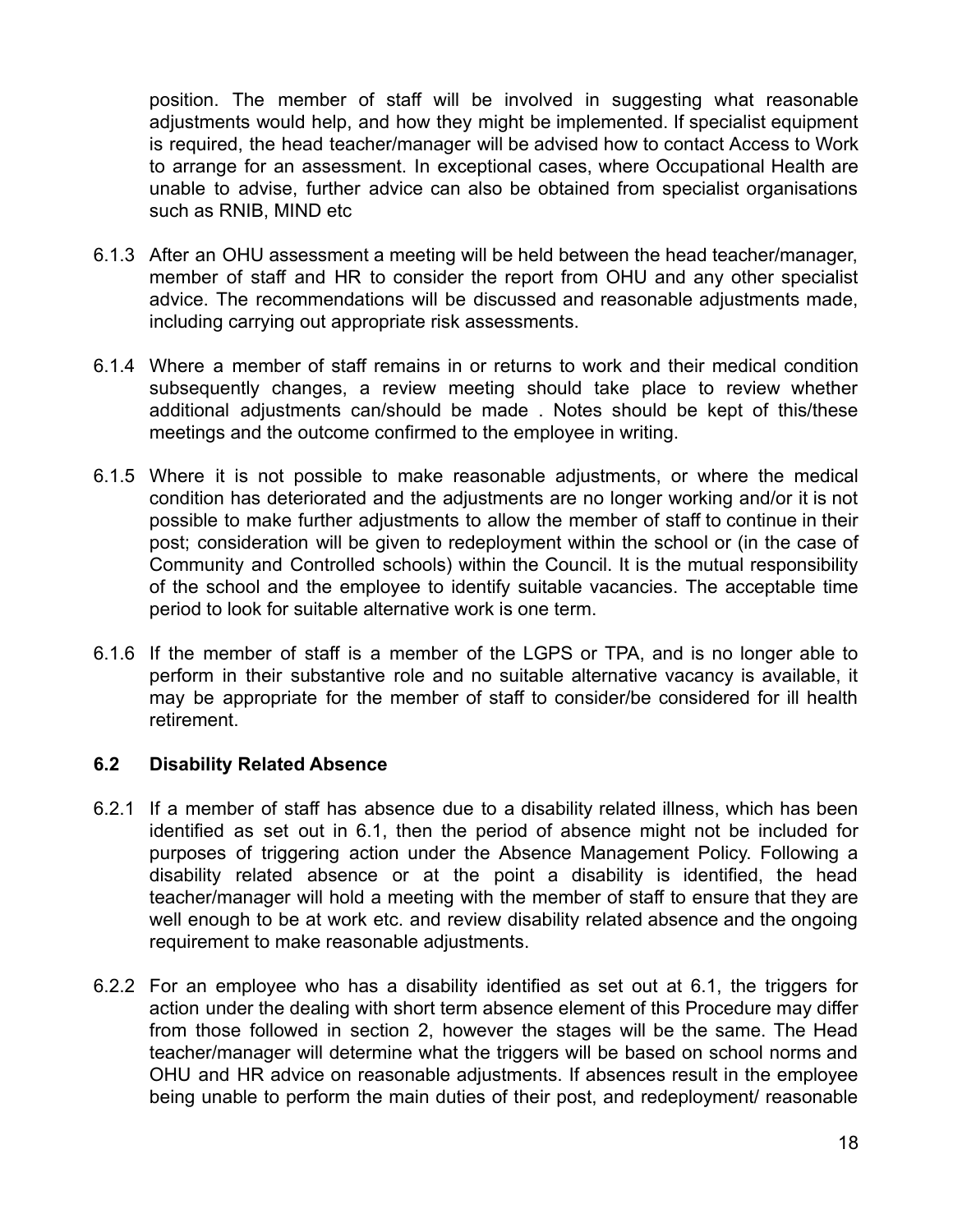position. The member of staff will be involved in suggesting what reasonable adjustments would help, and how they might be implemented. If specialist equipment is required, the head teacher/manager will be advised how to contact Access to Work to arrange for an assessment. In exceptional cases, where Occupational Health are unable to advise, further advice can also be obtained from specialist organisations such as RNIB, MIND etc

6.1.3 After an OHU assessment a meeting will be held between the head teacher/manager, member of staff and HR to consider the report from OHU and any other specialist advice. The recommendations will be discussed and reasonable adjustments made, including carrying out appropriate risk assessments.

6.1.4 Where a member of staff remains in or returns to work and their medical condition subsequently changes, a review meeting should take place to review whether additional adjustments can/should be made . Notes should be kept of this/these meetings and the outcome confirmed to the employee in writing.

6.1.5 Where it is not possible to make reasonable adjustments, or where the medical condition has deteriorated and the adjustments are no longer working and/or it is not possible to make further adjustments to allow the member of staff to continue in their post; consideration will be given to redeployment within the school or (in the case of Community and Controlled schools) within the Council. It is the mutual responsibility of the school and the employee to identify suitable vacancies. The acceptable time period to look for suitable alternative work is one term.

6.1.6 If the member of staff is a member of the LGPS or TPA, and is no longer able to perform in their substantive role and no suitable alternative vacancy is available, it may be appropriate for the member of staff to consider/be considered for ill health retirement.

### 6.2 Disability Related Absence

6.2.1 If a member of staff has absence due to a disability related illness, which has been identified as set out in 6.1, then the period of absence might not be included for purposes of triggering action under the Absence Management Policy. Following a disability related absence or at the point a disability is identified, the head teacher/manager will hold a meeting with the member of staff to ensure that they are well enough to be at work etc. and review disability related absence and the ongoing requirement to make reasonable adjustments.

6.2.2 For an employee who has a disability identified as set out at 6.1, the triggers for action under the dealing with short term absence element of this Procedure may differ from those followed in section 2, however the stages will be the same. The Head teacher/manager will determine what the triggers will be based on school norms and OHU and HR advice on reasonable adjustments. If absences result in the employee being unable to perform the main duties of their post, and redeployment/ reasonable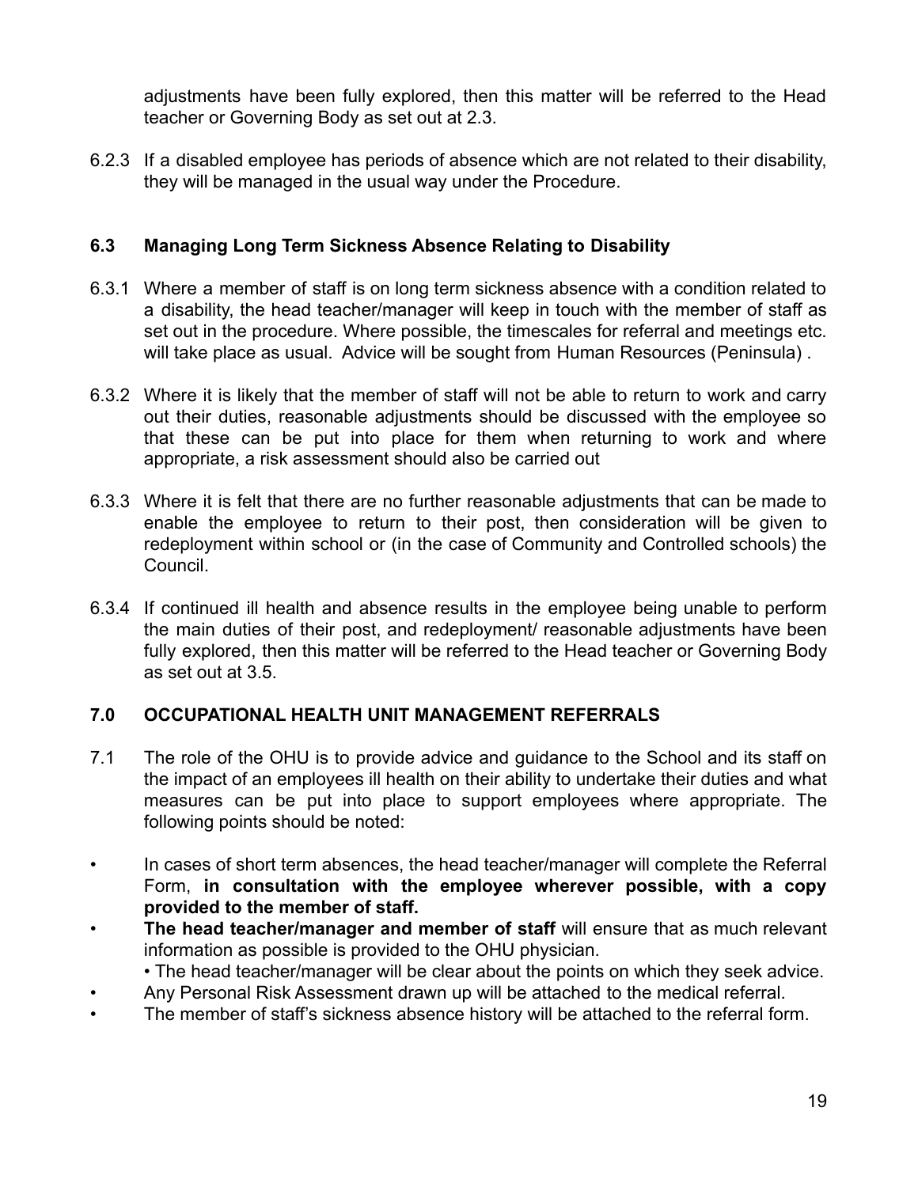adjustments have been fully explored, then this matter will be referred to the Head teacher or Governing Body as set out at 2.3.

6.2.3 If a disabled employee has periods of absence which are not related to their disability, they will be managed in the usual way under the Procedure.

### 6.3 Managing Long Term Sickness Absence Relating to Disability

6.3.1 Where a member of staff is on long term sickness absence with a condition related to a disability, the head teacher/manager will keep in touch with the member of staff as set out in the procedure. Where possible, the timescales for referral and meetings etc. will take place as usual. Advice will be sought from Human Resources (Peninsula) .

6.3.2 Where it is likely that the member of staff will not be able to return to work and carry out their duties, reasonable adjustments should be discussed with the employee so that these can be put into place for them when returning to work and where appropriate, a risk assessment should also be carried out

6.3.3 Where it is felt that there are no further reasonable adjustments that can be made to enable the employee to return to their post, then consideration will be given to redeployment within school or (in the case of Community and Controlled schools) the Council.

6.3.4 If continued ill health and absence results in the employee being unable to perform the main duties of their post, and redeployment/ reasonable adjustments have been fully explored, then this matter will be referred to the Head teacher or Governing Body as set out at 3.5.

## 7.0 OCCUPATIONAL HEALTH UNIT MANAGEMENT REFERRALS

7.1 The role of the OHU is to provide advice and guidance to the School and its staff on the impact of an employees ill health on their ability to undertake their duties and what measures can be put into place to support employees where appropriate. The following points should be noted:

- In cases of short term absences, the head teacher/manager will complete the Referral Form, **in consultation with the employee wherever possible, with a copy provided to the member of staff.**
- **The head teacher/manager and member of staff** will ensure that as much relevant information as possible is provided to the OHU physician.
  - The head teacher/manager will be clear about the points on which they seek advice.
- Any Personal Risk Assessment drawn up will be attached to the medical referral.
- The member of staff's sickness absence history will be attached to the referral form.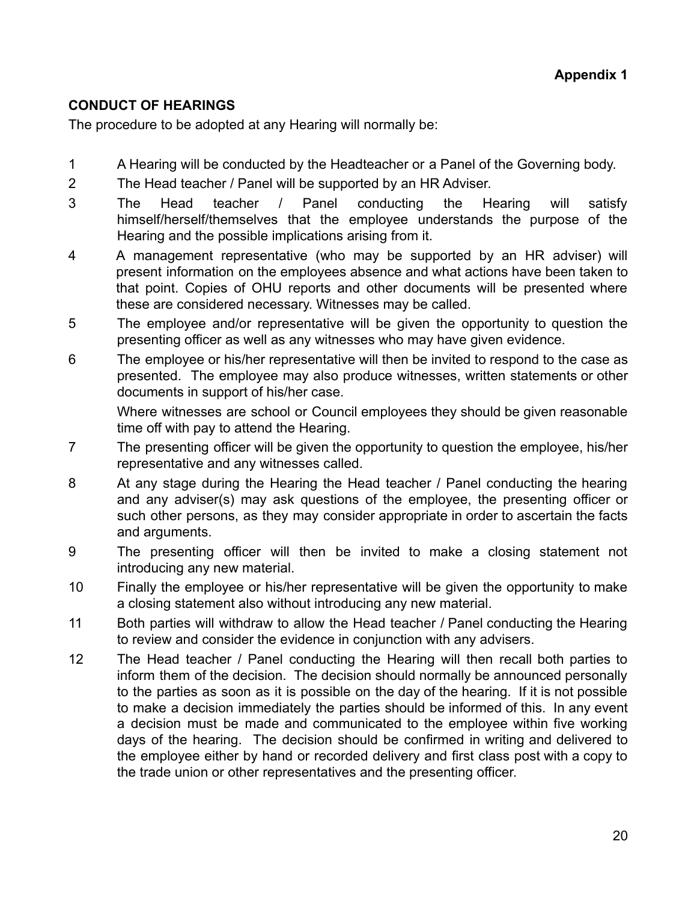**Appendix 1**

**CONDUCT OF HEARINGS**

The procedure to be adopted at any Hearing will normally be:

1. A Hearing will be conducted by the Headteacher or a Panel of the Governing body.
2. The Head teacher / Panel will be supported by an HR Adviser.
3. The Head teacher / Panel conducting the Hearing will satisfy himself/herself/themselves that the employee understands the purpose of the Hearing and the possible implications arising from it.
4. A management representative (who may be supported by an HR adviser) will present information on the employees absence and what actions have been taken to that point. Copies of OHU reports and other documents will be presented where these are considered necessary. Witnesses may be called.
5. The employee and/or representative will be given the opportunity to question the presenting officer as well as any witnesses who may have given evidence.
6. The employee or his/her representative will then be invited to respond to the case as presented. The employee may also produce witnesses, written statements or other documents in support of his/her case.

   Where witnesses are school or Council employees they should be given reasonable time off with pay to attend the Hearing.
7. The presenting officer will be given the opportunity to question the employee, his/her representative and any witnesses called.
8. At any stage during the Hearing the Head teacher / Panel conducting the hearing and any adviser(s) may ask questions of the employee, the presenting officer or such other persons, as they may consider appropriate in order to ascertain the facts and arguments.
9. The presenting officer will then be invited to make a closing statement not introducing any new material.
10. Finally the employee or his/her representative will be given the opportunity to make a closing statement also without introducing any new material.
11. Both parties will withdraw to allow the Head teacher / Panel conducting the Hearing to review and consider the evidence in conjunction with any advisers.
12. The Head teacher / Panel conducting the Hearing will then recall both parties to inform them of the decision. The decision should normally be announced personally to the parties as soon as it is possible on the day of the hearing. If it is not possible to make a decision immediately the parties should be informed of this. In any event a decision must be made and communicated to the employee within five working days of the hearing. The decision should be confirmed in writing and delivered to the employee either by hand or recorded delivery and first class post with a copy to the trade union or other representatives and the presenting officer.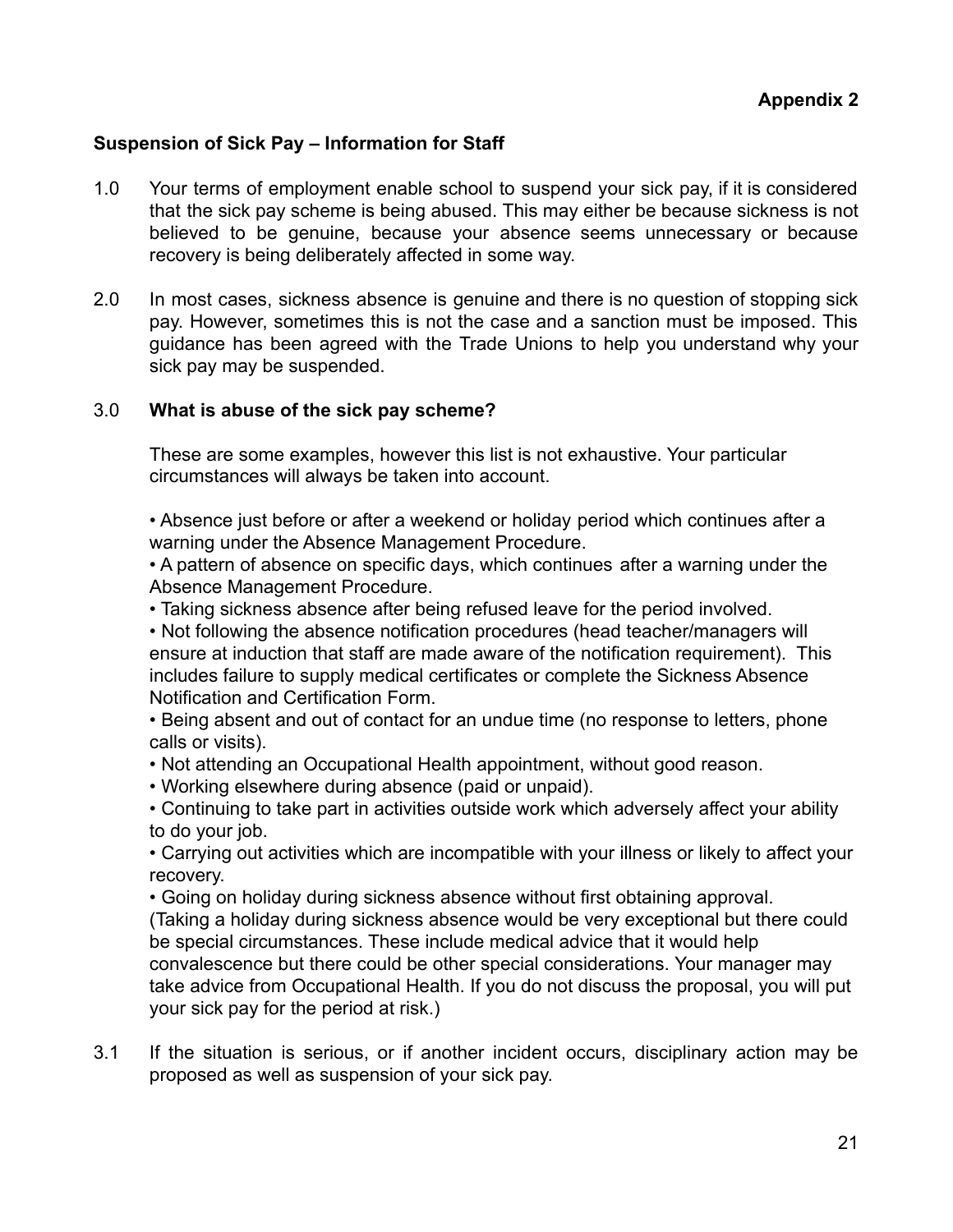**Appendix 2**

## Suspension of Sick Pay – Information for Staff

1.0 Your terms of employment enable school to suspend your sick pay, if it is considered that the sick pay scheme is being abused. This may either be because sickness is not believed to be genuine, because your absence seems unnecessary or because recovery is being deliberately affected in some way.

2.0 In most cases, sickness absence is genuine and there is no question of stopping sick pay. However, sometimes this is not the case and a sanction must be imposed. This guidance has been agreed with the Trade Unions to help you understand why your sick pay may be suspended.

3.0 **What is abuse of the sick pay scheme?**

These are some examples, however this list is not exhaustive. Your particular circumstances will always be taken into account.

- Absence just before or after a weekend or holiday period which continues after a warning under the Absence Management Procedure.
- A pattern of absence on specific days, which continues after a warning under the Absence Management Procedure.
- Taking sickness absence after being refused leave for the period involved.
- Not following the absence notification procedures (head teacher/managers will ensure at induction that staff are made aware of the notification requirement). This includes failure to supply medical certificates or complete the Sickness Absence Notification and Certification Form.
- Being absent and out of contact for an undue time (no response to letters, phone calls or visits).
- Not attending an Occupational Health appointment, without good reason.
- Working elsewhere during absence (paid or unpaid).
- Continuing to take part in activities outside work which adversely affect your ability to do your job.
- Carrying out activities which are incompatible with your illness or likely to affect your recovery.
- Going on holiday during sickness absence without first obtaining approval.

(Taking a holiday during sickness absence would be very exceptional but there could be special circumstances. These include medical advice that it would help convalescence but there could be other special considerations. Your manager may take advice from Occupational Health. If you do not discuss the proposal, you will put your sick pay for the period at risk.)

3.1 If the situation is serious, or if another incident occurs, disciplinary action may be proposed as well as suspension of your sick pay.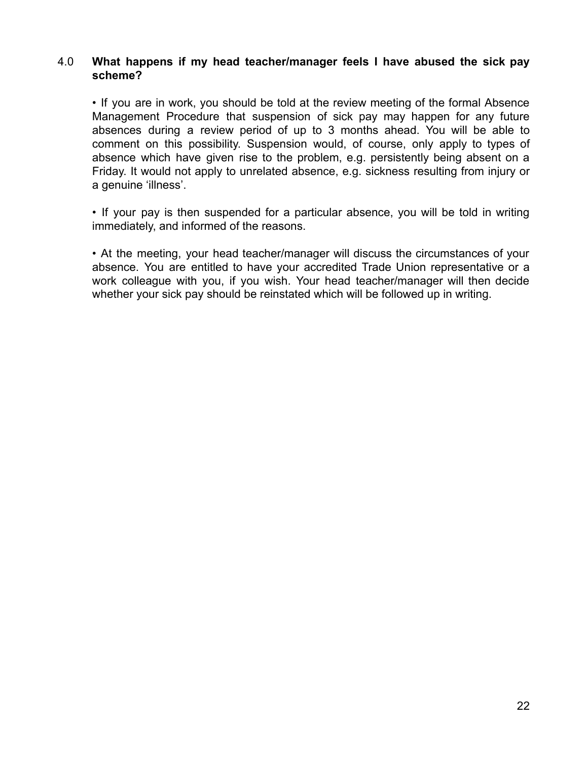## 4.0 What happens if my head teacher/manager feels I have abused the sick pay scheme?

- If you are in work, you should be told at the review meeting of the formal Absence Management Procedure that suspension of sick pay may happen for any future absences during a review period of up to 3 months ahead. You will be able to comment on this possibility. Suspension would, of course, only apply to types of absence which have given rise to the problem, e.g. persistently being absent on a Friday. It would not apply to unrelated absence, e.g. sickness resulting from injury or a genuine 'illness'.

- If your pay is then suspended for a particular absence, you will be told in writing immediately, and informed of the reasons.

- At the meeting, your head teacher/manager will discuss the circumstances of your absence. You are entitled to have your accredited Trade Union representative or a work colleague with you, if you wish. Your head teacher/manager will then decide whether your sick pay should be reinstated which will be followed up in writing.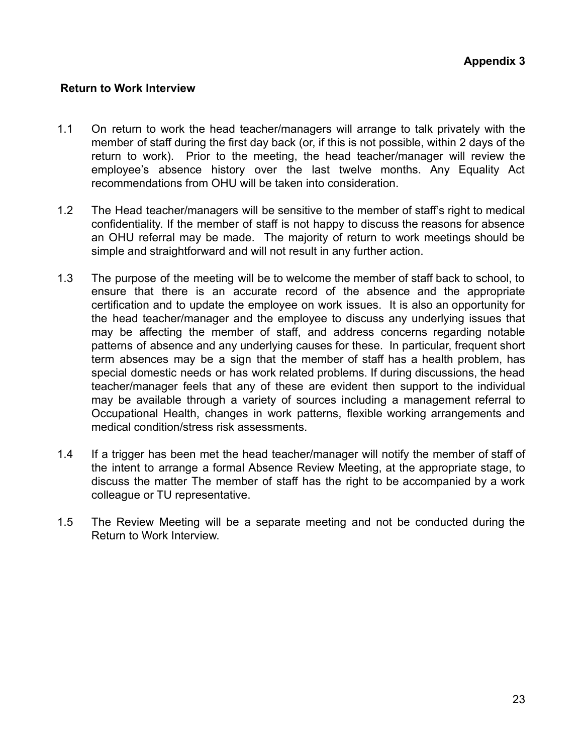**Appendix 3**

## Return to Work Interview

1.1 On return to work the head teacher/managers will arrange to talk privately with the member of staff during the first day back (or, if this is not possible, within 2 days of the return to work). Prior to the meeting, the head teacher/manager will review the employee's absence history over the last twelve months. Any Equality Act recommendations from OHU will be taken into consideration.

1.2 The Head teacher/managers will be sensitive to the member of staff's right to medical confidentiality. If the member of staff is not happy to discuss the reasons for absence an OHU referral may be made. The majority of return to work meetings should be simple and straightforward and will not result in any further action.

1.3 The purpose of the meeting will be to welcome the member of staff back to school, to ensure that there is an accurate record of the absence and the appropriate certification and to update the employee on work issues. It is also an opportunity for the head teacher/manager and the employee to discuss any underlying issues that may be affecting the member of staff, and address concerns regarding notable patterns of absence and any underlying causes for these. In particular, frequent short term absences may be a sign that the member of staff has a health problem, has special domestic needs or has work related problems. If during discussions, the head teacher/manager feels that any of these are evident then support to the individual may be available through a variety of sources including a management referral to Occupational Health, changes in work patterns, flexible working arrangements and medical condition/stress risk assessments.

1.4 If a trigger has been met the head teacher/manager will notify the member of staff of the intent to arrange a formal Absence Review Meeting, at the appropriate stage, to discuss the matter The member of staff has the right to be accompanied by a work colleague or TU representative.

1.5 The Review Meeting will be a separate meeting and not be conducted during the Return to Work Interview.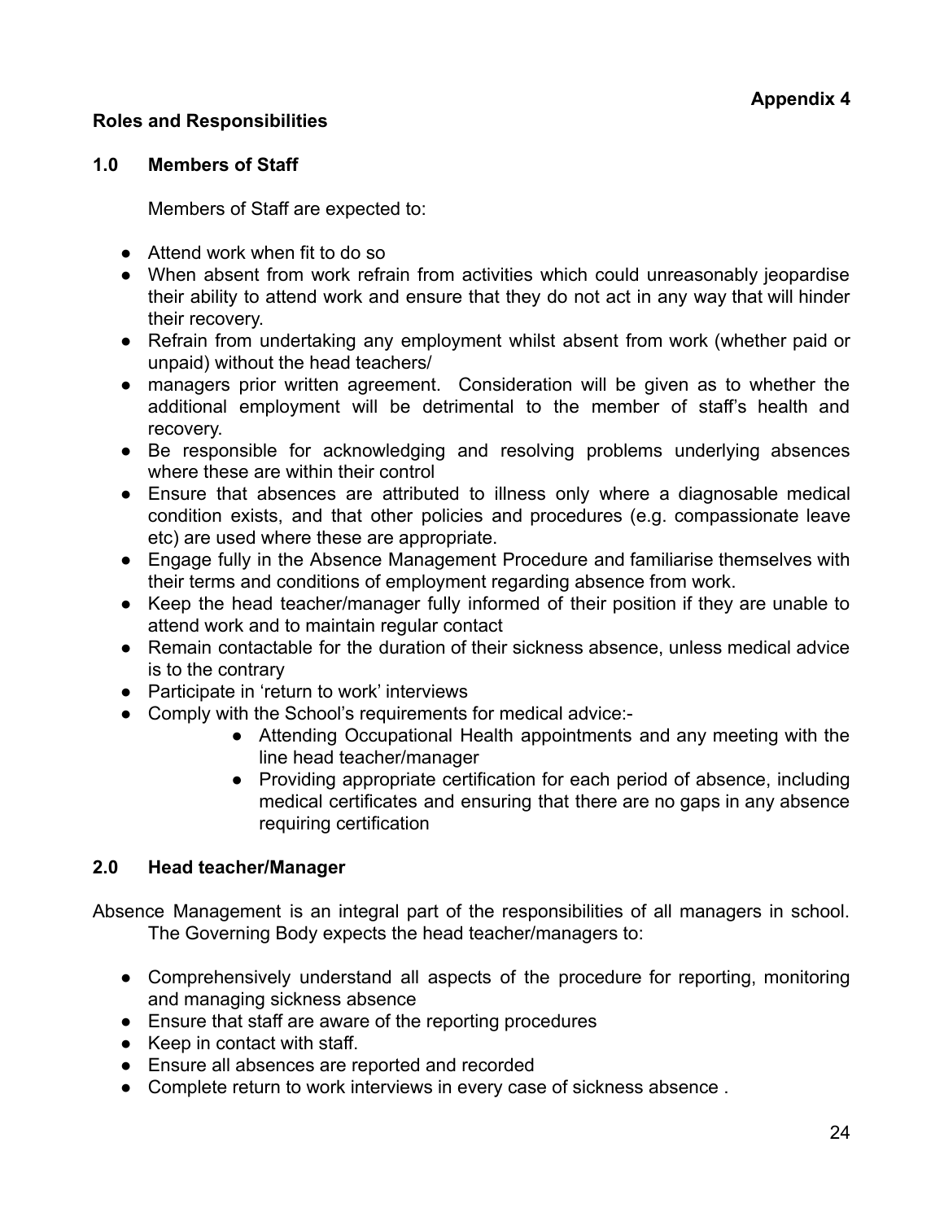**Appendix 4**

**Roles and Responsibilities**

**1.0 Members of Staff**

Members of Staff are expected to:

- Attend work when fit to do so
- When absent from work refrain from activities which could unreasonably jeopardise their ability to attend work and ensure that they do not act in any way that will hinder their recovery.
- Refrain from undertaking any employment whilst absent from work (whether paid or unpaid) without the head teachers/
- managers prior written agreement. Consideration will be given as to whether the additional employment will be detrimental to the member of staff's health and recovery.
- Be responsible for acknowledging and resolving problems underlying absences where these are within their control
- Ensure that absences are attributed to illness only where a diagnosable medical condition exists, and that other policies and procedures (e.g. compassionate leave etc) are used where these are appropriate.
- Engage fully in the Absence Management Procedure and familiarise themselves with their terms and conditions of employment regarding absence from work.
- Keep the head teacher/manager fully informed of their position if they are unable to attend work and to maintain regular contact
- Remain contactable for the duration of their sickness absence, unless medical advice is to the contrary
- Participate in 'return to work' interviews
- Comply with the School's requirements for medical advice:-
    - Attending Occupational Health appointments and any meeting with the line head teacher/manager
    - Providing appropriate certification for each period of absence, including medical certificates and ensuring that there are no gaps in any absence requiring certification

**2.0 Head teacher/Manager**

Absence Management is an integral part of the responsibilities of all managers in school. The Governing Body expects the head teacher/managers to:

- Comprehensively understand all aspects of the procedure for reporting, monitoring and managing sickness absence
- Ensure that staff are aware of the reporting procedures
- Keep in contact with staff.
- Ensure all absences are reported and recorded
- Complete return to work interviews in every case of sickness absence .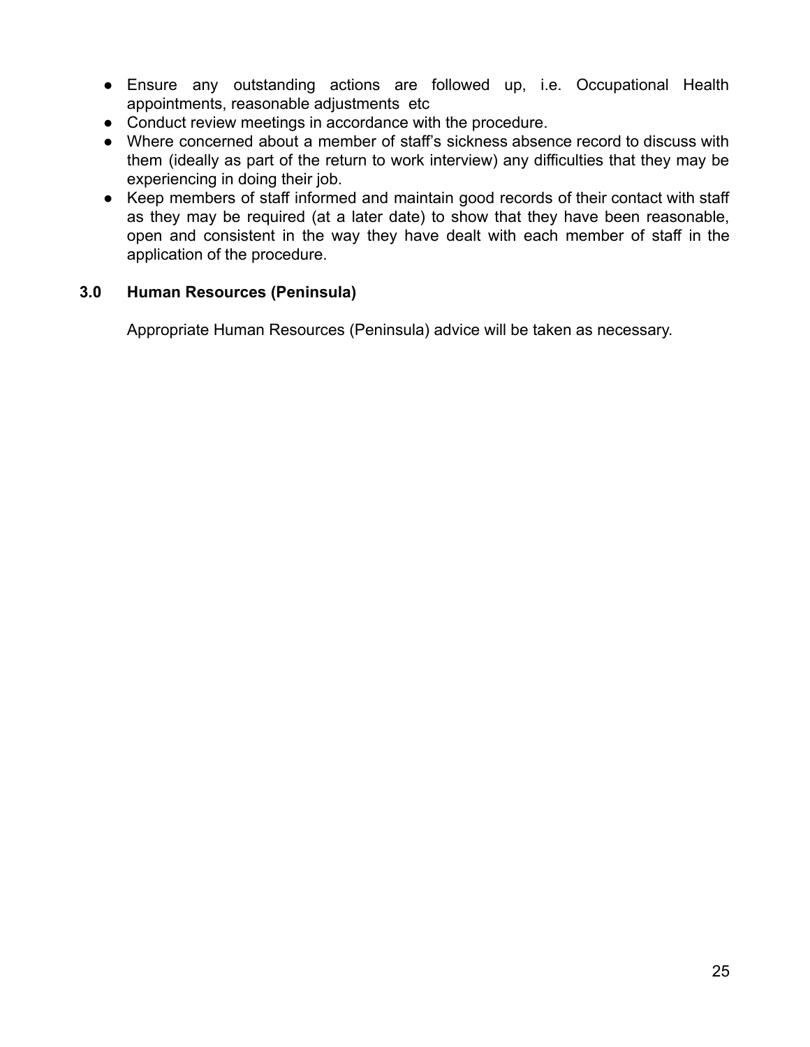- Ensure any outstanding actions are followed up, i.e. Occupational Health appointments, reasonable adjustments etc
- Conduct review meetings in accordance with the procedure.
- Where concerned about a member of staff's sickness absence record to discuss with them (ideally as part of the return to work interview) any difficulties that they may be experiencing in doing their job.
- Keep members of staff informed and maintain good records of their contact with staff as they may be required (at a later date) to show that they have been reasonable, open and consistent in the way they have dealt with each member of staff in the application of the procedure.

## 3.0 Human Resources (Peninsula)

Appropriate Human Resources (Peninsula) advice will be taken as necessary.